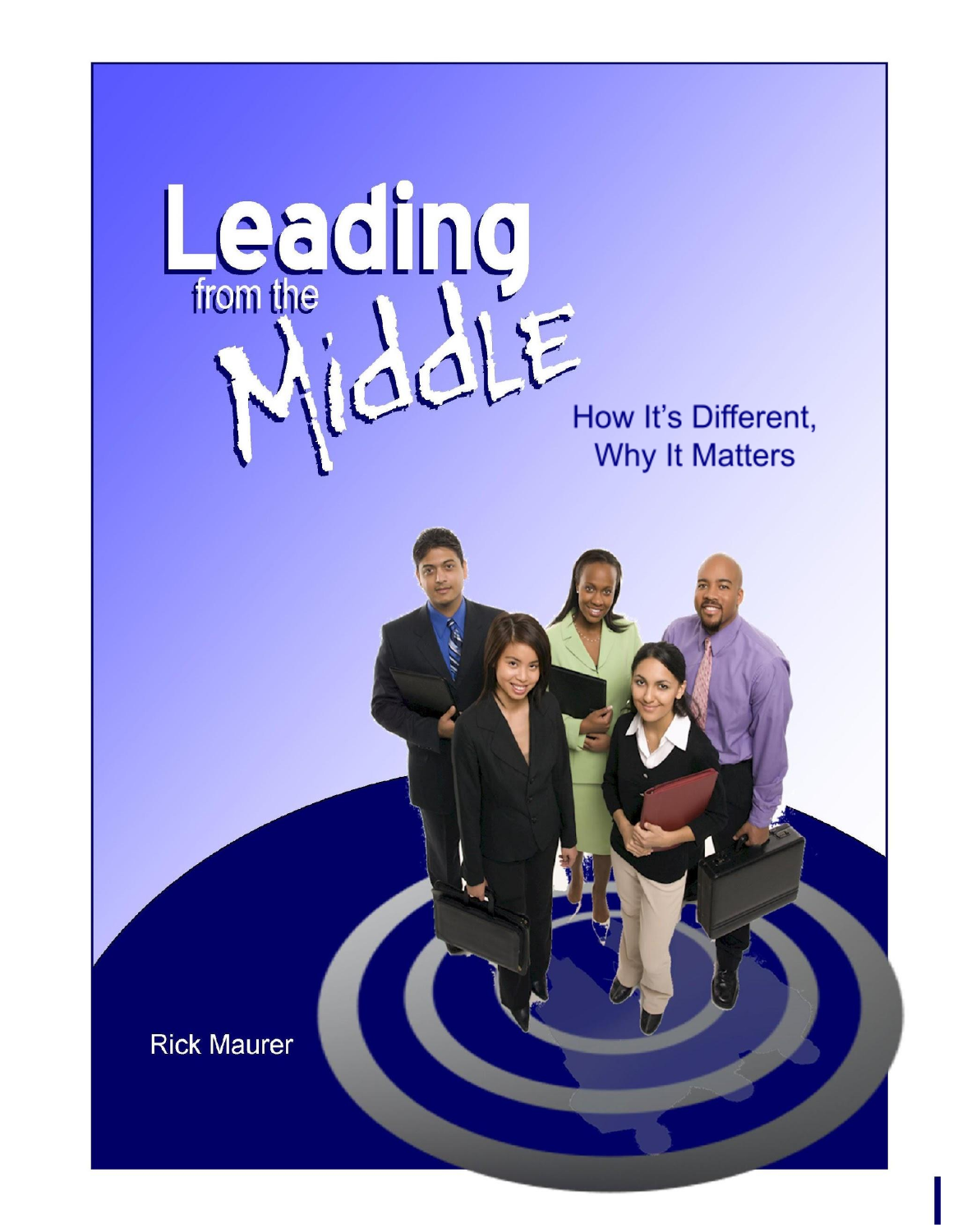# Leading from the Middle

## How It's Different, Why It Matters

Rick Maurer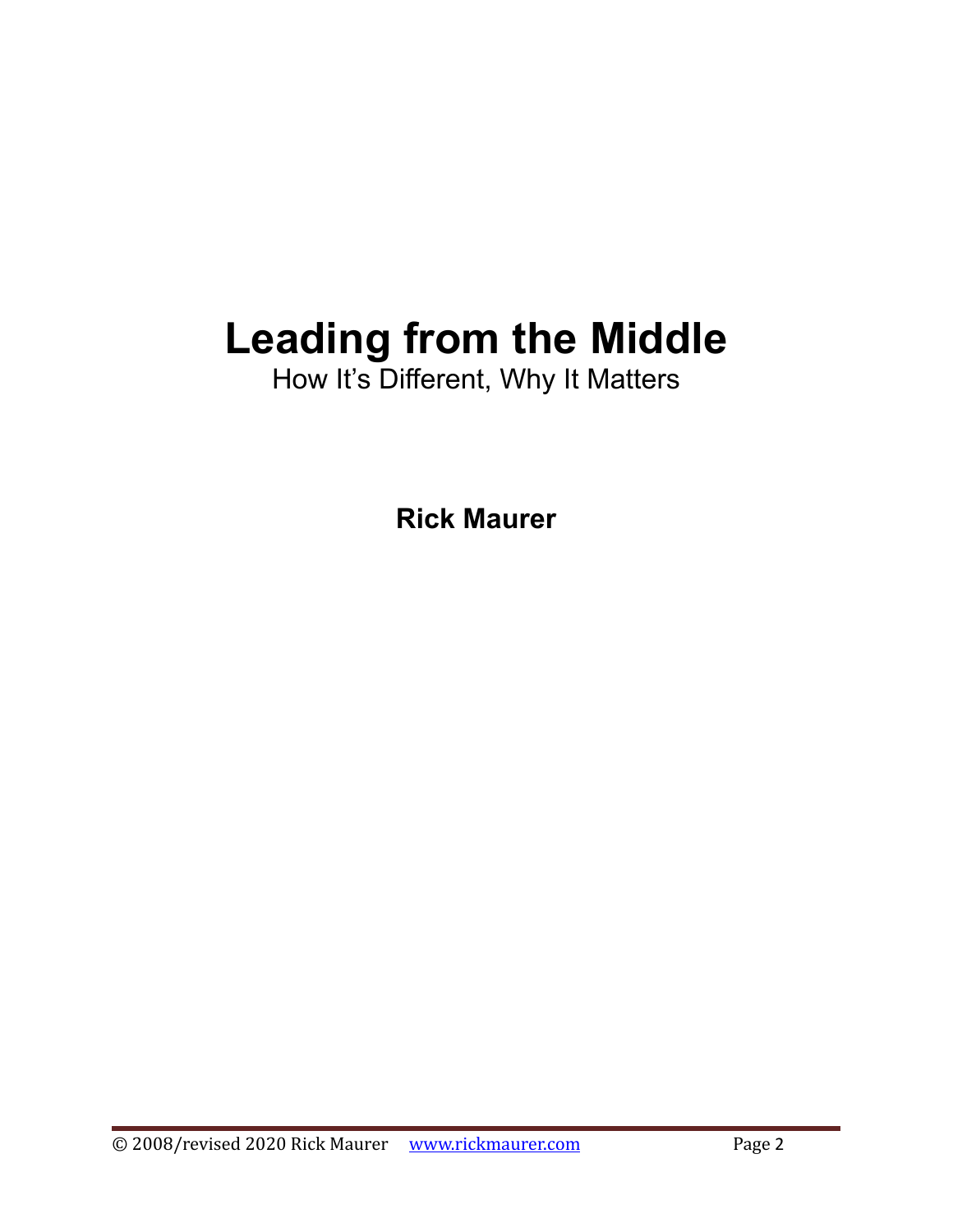# Leading from the Middle

How It's Different, Why It Matters

**Rick Maurer**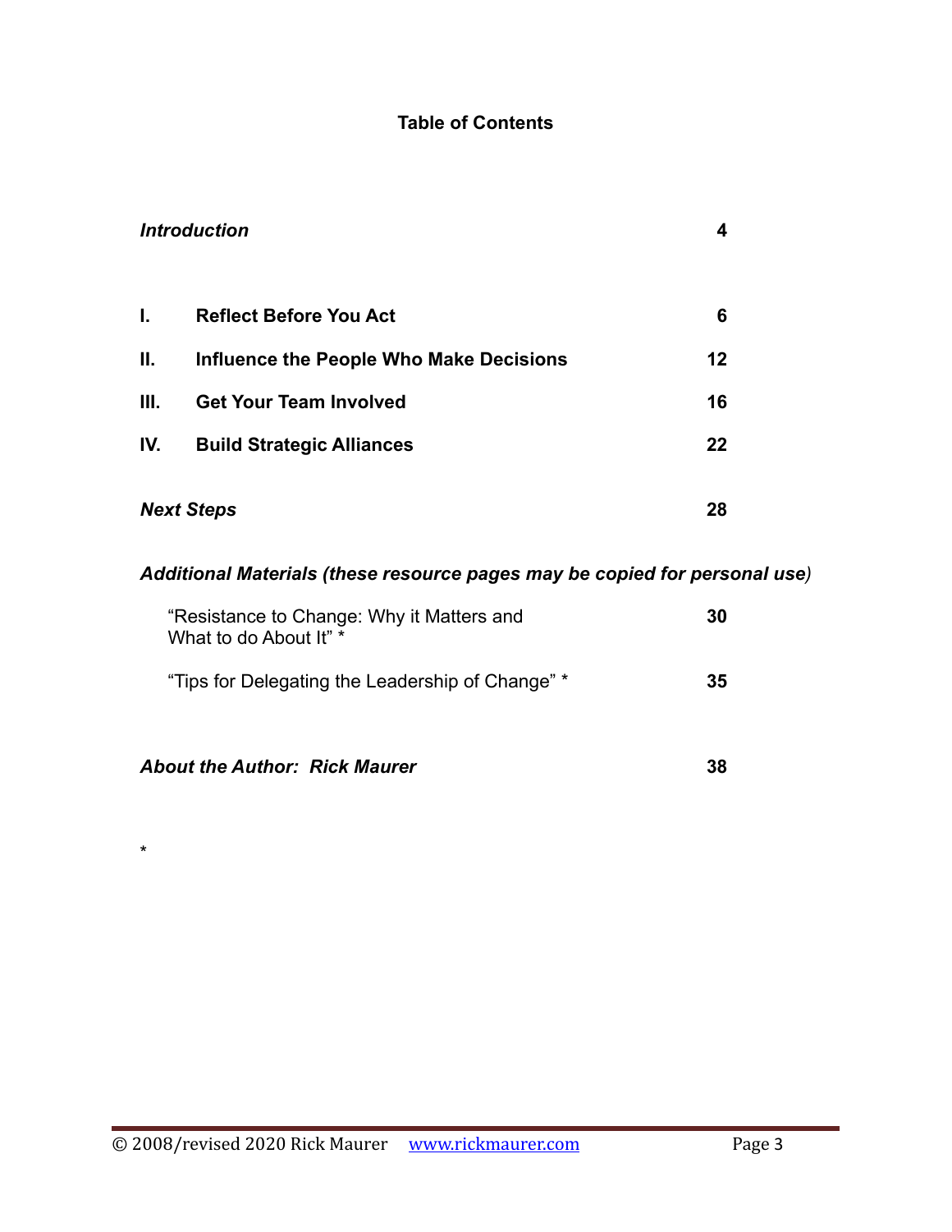## Table of Contents

| | | |
|---|---|---|
| ***Introduction*** | | **4** |
| **I.** | **Reflect Before You Act** | **6** |
| **II.** | **Influence the People Who Make Decisions** | **12** |
| **III.** | **Get Your Team Involved** | **16** |
| **IV.** | **Build Strategic Alliances** | **22** |
| ***Next Steps*** | | **28** |

***Additional Materials (these resource pages may be copied for personal use)***

| | |
|---|---|
| "Resistance to Change: Why it Matters and What to do About It" * | **30** |
| "Tips for Delegating the Leadership of Change" * | **35** |

| | |
|---|---|
| ***About the Author: Rick Maurer*** | **38** |

*

© 2008/revised 2020 Rick Maurer www.rickmaurer.com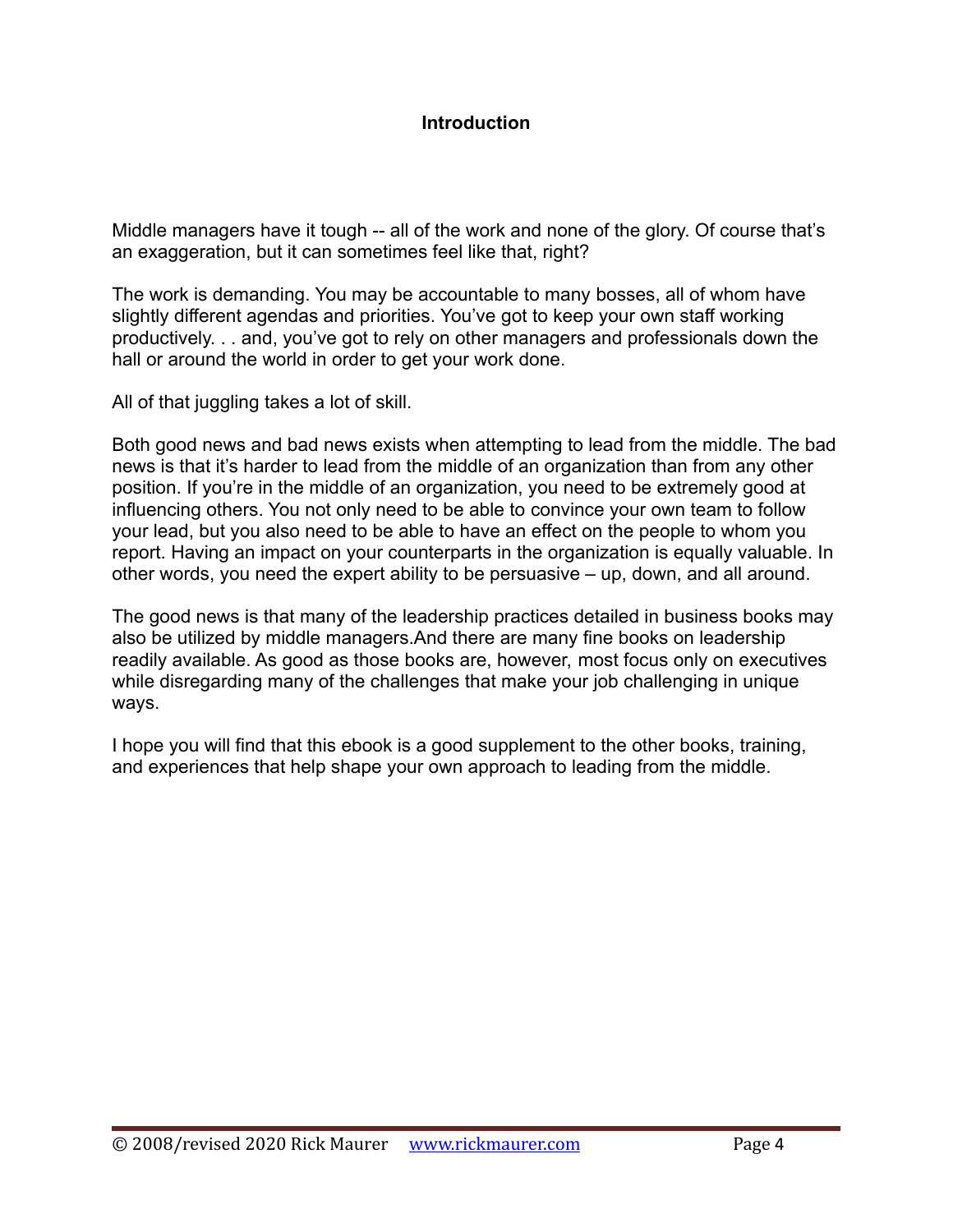## Introduction

Middle managers have it tough -- all of the work and none of the glory. Of course that's an exaggeration, but it can sometimes feel like that, right?

The work is demanding. You may be accountable to many bosses, all of whom have slightly different agendas and priorities. You've got to keep your own staff working productively. . . and, you've got to rely on other managers and professionals down the hall or around the world in order to get your work done.

All of that juggling takes a lot of skill.

Both good news and bad news exists when attempting to lead from the middle. The bad news is that it's harder to lead from the middle of an organization than from any other position. If you're in the middle of an organization, you need to be extremely good at influencing others. You not only need to be able to convince your own team to follow your lead, but you also need to be able to have an effect on the people to whom you report. Having an impact on your counterparts in the organization is equally valuable. In other words, you need the expert ability to be persuasive – up, down, and all around.

The good news is that many of the leadership practices detailed in business books may also be utilized by middle managers.And there are many fine books on leadership readily available. As good as those books are, however, most focus only on executives while disregarding many of the challenges that make your job challenging in unique ways.

I hope you will find that this ebook is a good supplement to the other books, training, and experiences that help shape your own approach to leading from the middle.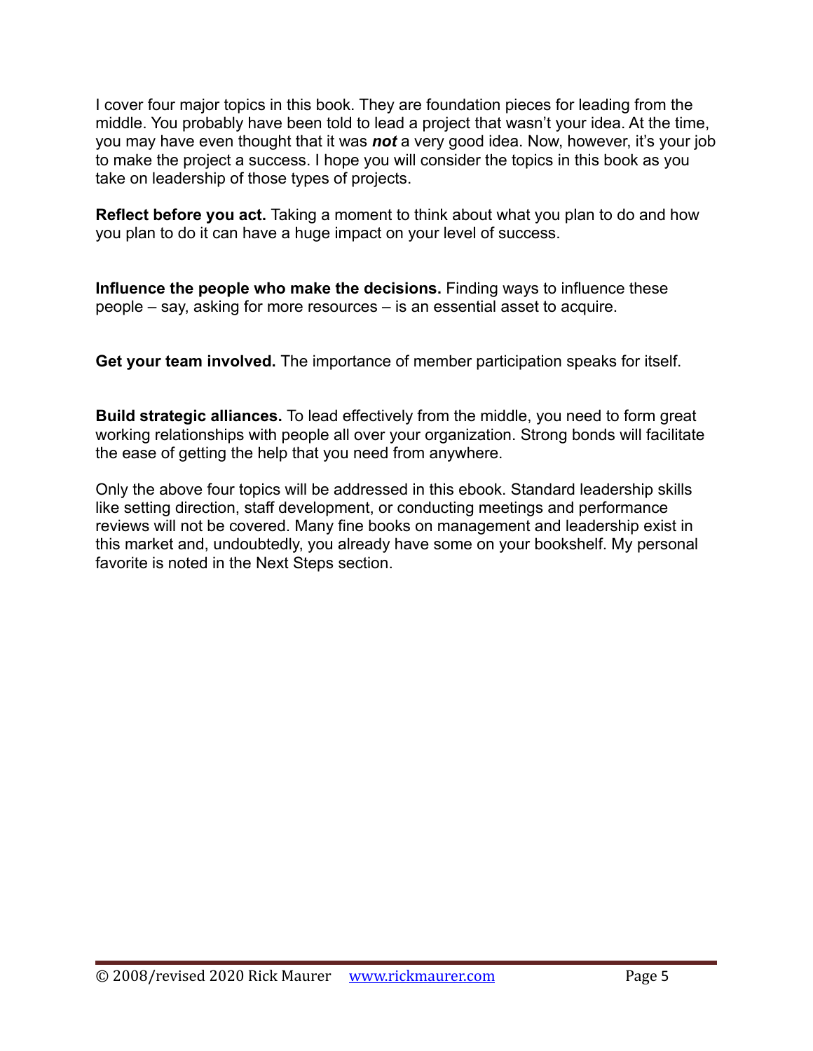I cover four major topics in this book. They are foundation pieces for leading from the middle. You probably have been told to lead a project that wasn't your idea. At the time, you may have even thought that it was ***not*** a very good idea. Now, however, it's your job to make the project a success. I hope you will consider the topics in this book as you take on leadership of those types of projects.

**Reflect before you act.** Taking a moment to think about what you plan to do and how you plan to do it can have a huge impact on your level of success.

**Influence the people who make the decisions.** Finding ways to influence these people – say, asking for more resources – is an essential asset to acquire.

**Get your team involved.** The importance of member participation speaks for itself.

**Build strategic alliances.** To lead effectively from the middle, you need to form great working relationships with people all over your organization. Strong bonds will facilitate the ease of getting the help that you need from anywhere.

Only the above four topics will be addressed in this ebook. Standard leadership skills like setting direction, staff development, or conducting meetings and performance reviews will not be covered. Many fine books on management and leadership exist in this market and, undoubtedly, you already have some on your bookshelf. My personal favorite is noted in the Next Steps section.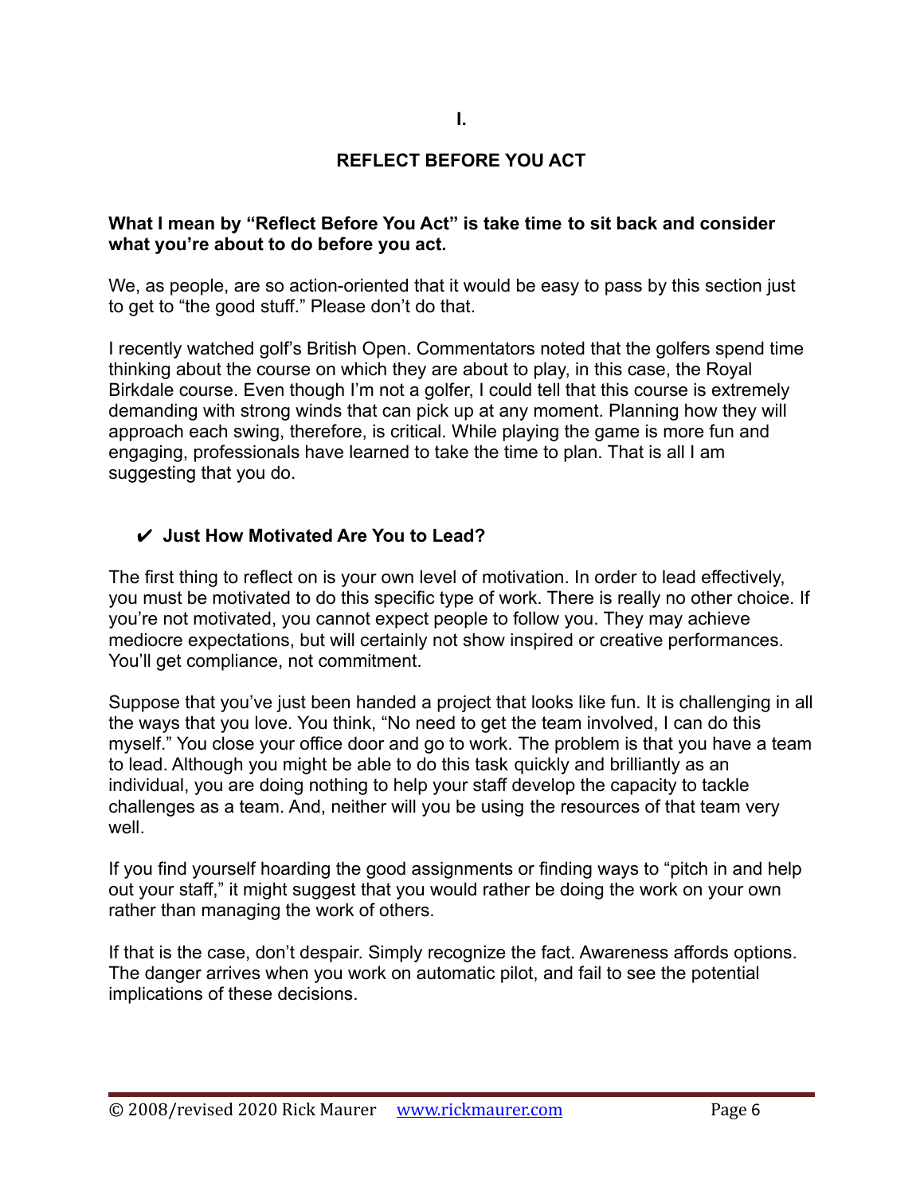# I.

# REFLECT BEFORE YOU ACT

**What I mean by "Reflect Before You Act" is take time to sit back and consider what you're about to do before you act.**

We, as people, are so action-oriented that it would be easy to pass by this section just to get to "the good stuff." Please don't do that.

I recently watched golf's British Open. Commentators noted that the golfers spend time thinking about the course on which they are about to play, in this case, the Royal Birkdale course. Even though I'm not a golfer, I could tell that this course is extremely demanding with strong winds that can pick up at any moment. Planning how they will approach each swing, therefore, is critical. While playing the game is more fun and engaging, professionals have learned to take the time to plan. That is all I am suggesting that you do.

## ✔ Just How Motivated Are You to Lead?

The first thing to reflect on is your own level of motivation. In order to lead effectively, you must be motivated to do this specific type of work. There is really no other choice. If you're not motivated, you cannot expect people to follow you. They may achieve mediocre expectations, but will certainly not show inspired or creative performances. You'll get compliance, not commitment.

Suppose that you've just been handed a project that looks like fun. It is challenging in all the ways that you love. You think, "No need to get the team involved, I can do this myself." You close your office door and go to work. The problem is that you have a team to lead. Although you might be able to do this task quickly and brilliantly as an individual, you are doing nothing to help your staff develop the capacity to tackle challenges as a team. And, neither will you be using the resources of that team very well.

If you find yourself hoarding the good assignments or finding ways to "pitch in and help out your staff," it might suggest that you would rather be doing the work on your own rather than managing the work of others.

If that is the case, don't despair. Simply recognize the fact. Awareness affords options. The danger arrives when you work on automatic pilot, and fail to see the potential implications of these decisions.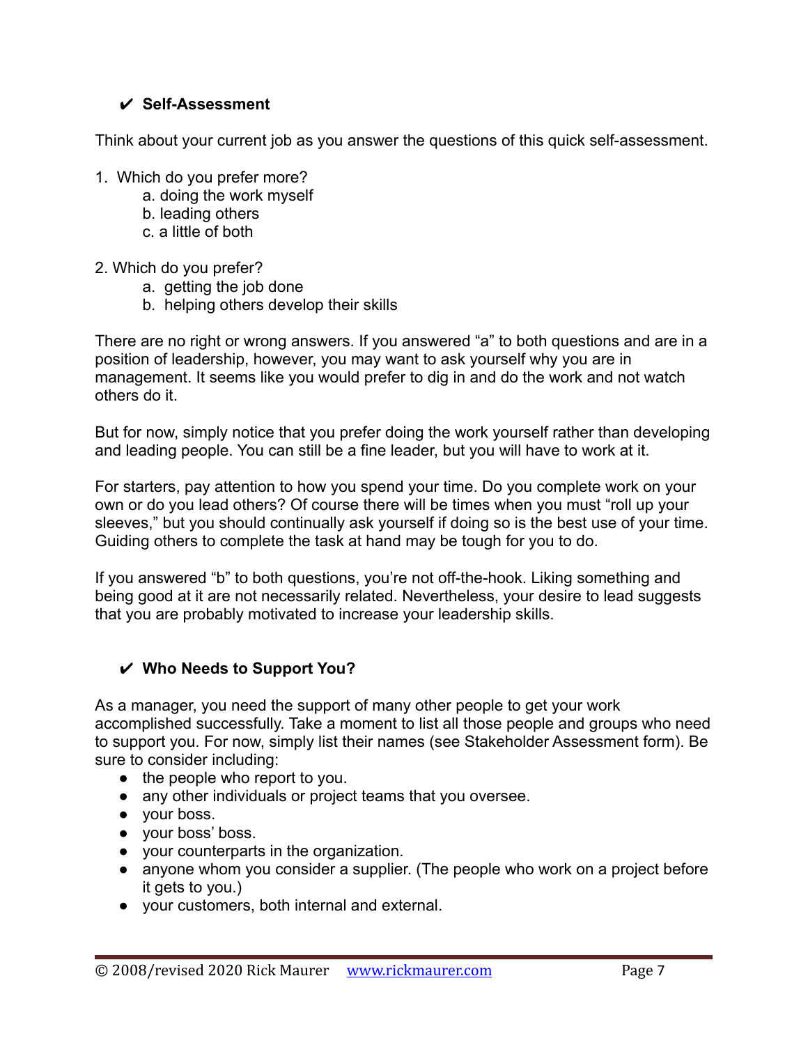## ✔ Self-Assessment

Think about your current job as you answer the questions of this quick self-assessment.

1. Which do you prefer more?
   a. doing the work myself
   b. leading others
   c. a little of both

2. Which do you prefer?
   a. getting the job done
   b. helping others develop their skills

There are no right or wrong answers. If you answered "a" to both questions and are in a position of leadership, however, you may want to ask yourself why you are in management. It seems like you would prefer to dig in and do the work and not watch others do it.

But for now, simply notice that you prefer doing the work yourself rather than developing and leading people. You can still be a fine leader, but you will have to work at it.

For starters, pay attention to how you spend your time. Do you complete work on your own or do you lead others? Of course there will be times when you must "roll up your sleeves," but you should continually ask yourself if doing so is the best use of your time. Guiding others to complete the task at hand may be tough for you to do.

If you answered "b" to both questions, you're not off-the-hook. Liking something and being good at it are not necessarily related. Nevertheless, your desire to lead suggests that you are probably motivated to increase your leadership skills.

## ✔ Who Needs to Support You?

As a manager, you need the support of many other people to get your work accomplished successfully. Take a moment to list all those people and groups who need to support you. For now, simply list their names (see Stakeholder Assessment form). Be sure to consider including:

- the people who report to you.
- any other individuals or project teams that you oversee.
- your boss.
- your boss' boss.
- your counterparts in the organization.
- anyone whom you consider a supplier. (The people who work on a project before it gets to you.)
- your customers, both internal and external.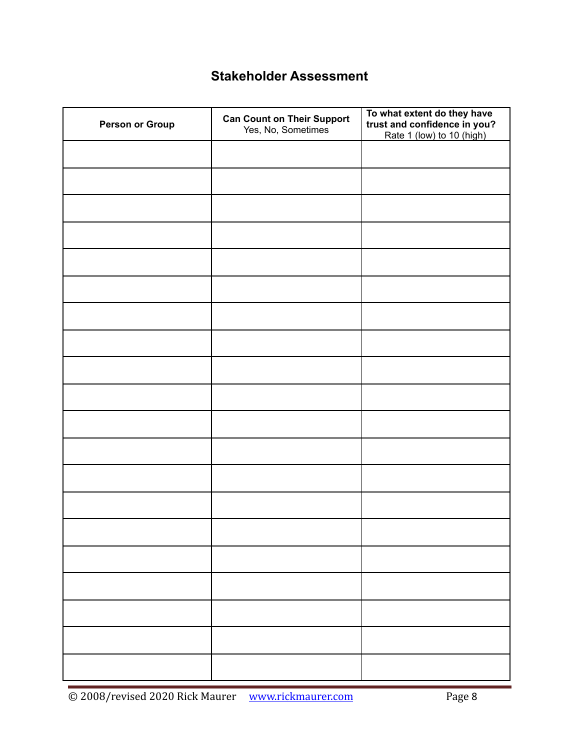## Stakeholder Assessment

| Person or Group | Can Count on Their Support<br>Yes, No, Sometimes | To what extent do they have trust and confidence in you?<br>Rate 1 (low) to 10 (high) |
|---|---|---|
| | | |
| | | |
| | | |
| | | |
| | | |
| | | |
| | | |
| | | |
| | | |
| | | |
| | | |
| | | |
| | | |
| | | |
| | | |
| | | |
| | | |
| | | |
| | | |
| | | |

© 2008/revised 2020 Rick Maurer [www.rickmaurer.com](http://www.rickmaurer.com)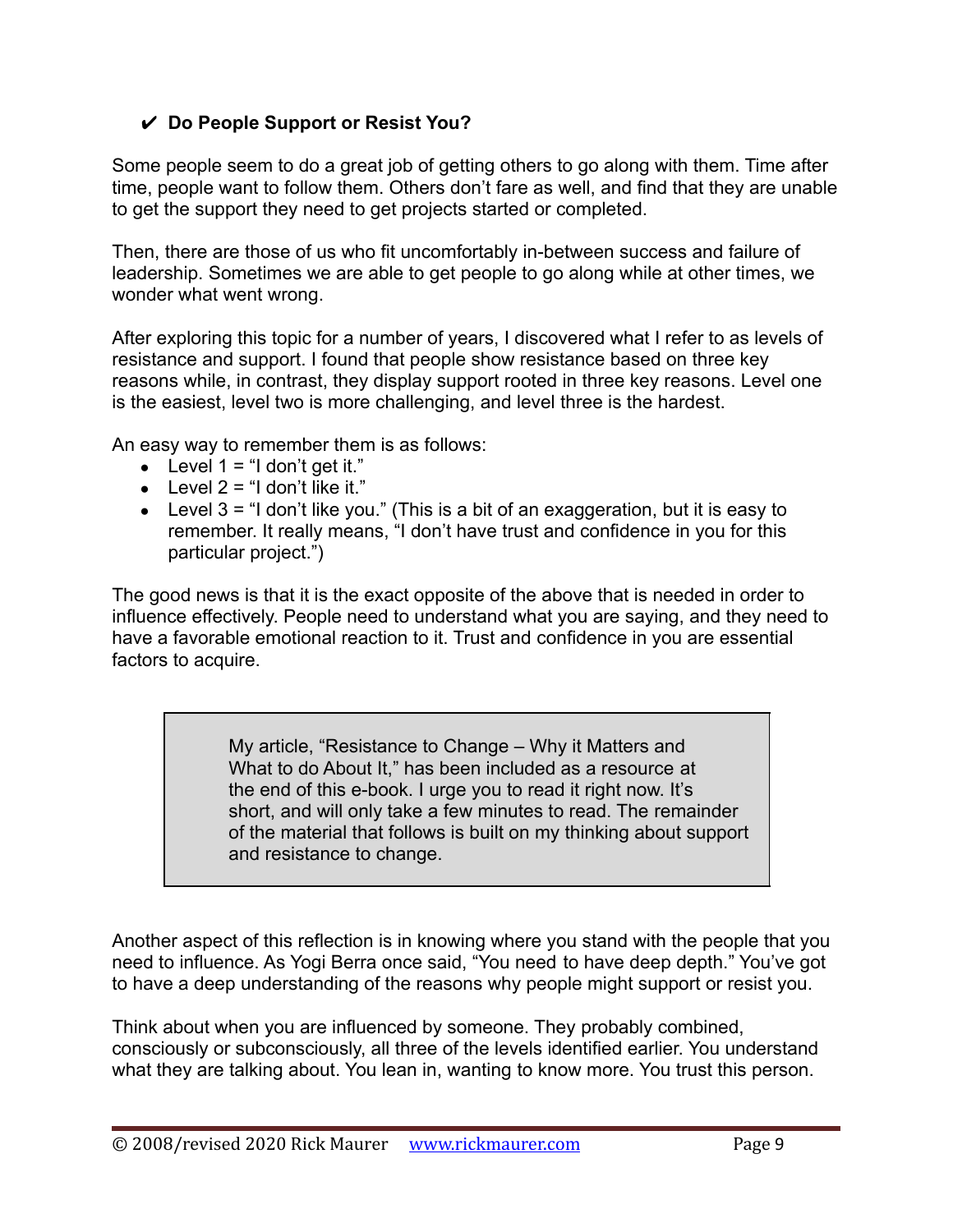### ✔ Do People Support or Resist You?

Some people seem to do a great job of getting others to go along with them. Time after time, people want to follow them. Others don't fare as well, and find that they are unable to get the support they need to get projects started or completed.

Then, there are those of us who fit uncomfortably in-between success and failure of leadership. Sometimes we are able to get people to go along while at other times, we wonder what went wrong.

After exploring this topic for a number of years, I discovered what I refer to as levels of resistance and support. I found that people show resistance based on three key reasons while, in contrast, they display support rooted in three key reasons. Level one is the easiest, level two is more challenging, and level three is the hardest.

An easy way to remember them is as follows:

- Level 1 = "I don't get it."
- Level 2 = "I don't like it."
- Level 3 = "I don't like you." (This is a bit of an exaggeration, but it is easy to remember. It really means, "I don't have trust and confidence in you for this particular project.")

The good news is that it is the exact opposite of the above that is needed in order to influence effectively. People need to understand what you are saying, and they need to have a favorable emotional reaction to it. Trust and confidence in you are essential factors to acquire.

> My article, "Resistance to Change – Why it Matters and What to do About It," has been included as a resource at the end of this e-book. I urge you to read it right now. It's short, and will only take a few minutes to read. The remainder of the material that follows is built on my thinking about support and resistance to change.

Another aspect of this reflection is in knowing where you stand with the people that you need to influence. As Yogi Berra once said, "You need to have deep depth." You've got to have a deep understanding of the reasons why people might support or resist you.

Think about when you are influenced by someone. They probably combined, consciously or subconsciously, all three of the levels identified earlier. You understand what they are talking about. You lean in, wanting to know more. You trust this person.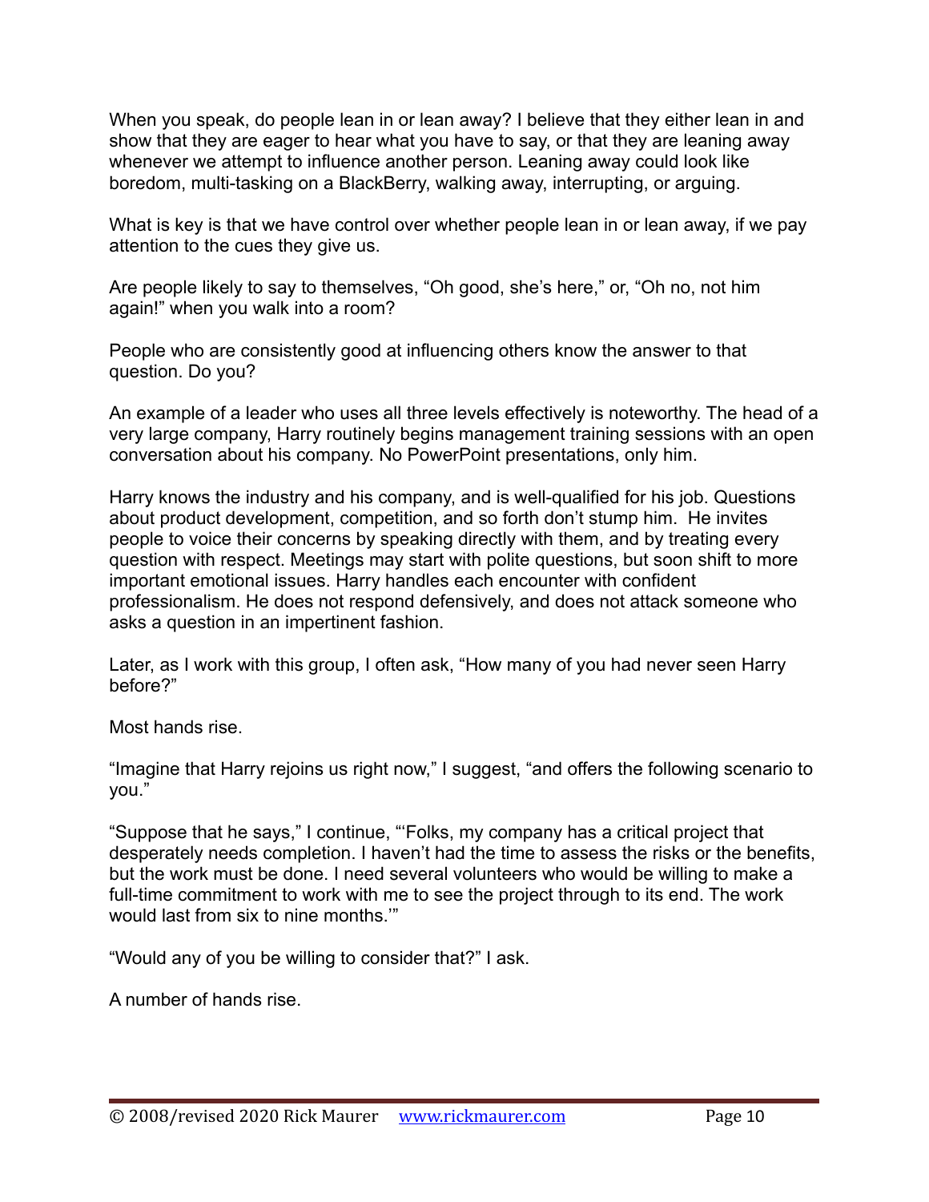When you speak, do people lean in or lean away? I believe that they either lean in and show that they are eager to hear what you have to say, or that they are leaning away whenever we attempt to influence another person. Leaning away could look like boredom, multi-tasking on a BlackBerry, walking away, interrupting, or arguing.

What is key is that we have control over whether people lean in or lean away, if we pay attention to the cues they give us.

Are people likely to say to themselves, “Oh good, she’s here,” or, “Oh no, not him again!” when you walk into a room?

People who are consistently good at influencing others know the answer to that question. Do you?

An example of a leader who uses all three levels effectively is noteworthy. The head of a very large company, Harry routinely begins management training sessions with an open conversation about his company. No PowerPoint presentations, only him.

Harry knows the industry and his company, and is well-qualified for his job. Questions about product development, competition, and so forth don’t stump him. He invites people to voice their concerns by speaking directly with them, and by treating every question with respect. Meetings may start with polite questions, but soon shift to more important emotional issues. Harry handles each encounter with confident professionalism. He does not respond defensively, and does not attack someone who asks a question in an impertinent fashion.

Later, as I work with this group, I often ask, “How many of you had never seen Harry before?”

Most hands rise.

“Imagine that Harry rejoins us right now,” I suggest, “and offers the following scenario to you.”

“Suppose that he says,” I continue, “‘Folks, my company has a critical project that desperately needs completion. I haven’t had the time to assess the risks or the benefits, but the work must be done. I need several volunteers who would be willing to make a full-time commitment to work with me to see the project through to its end. The work would last from six to nine months.’”

“Would any of you be willing to consider that?” I ask.

A number of hands rise.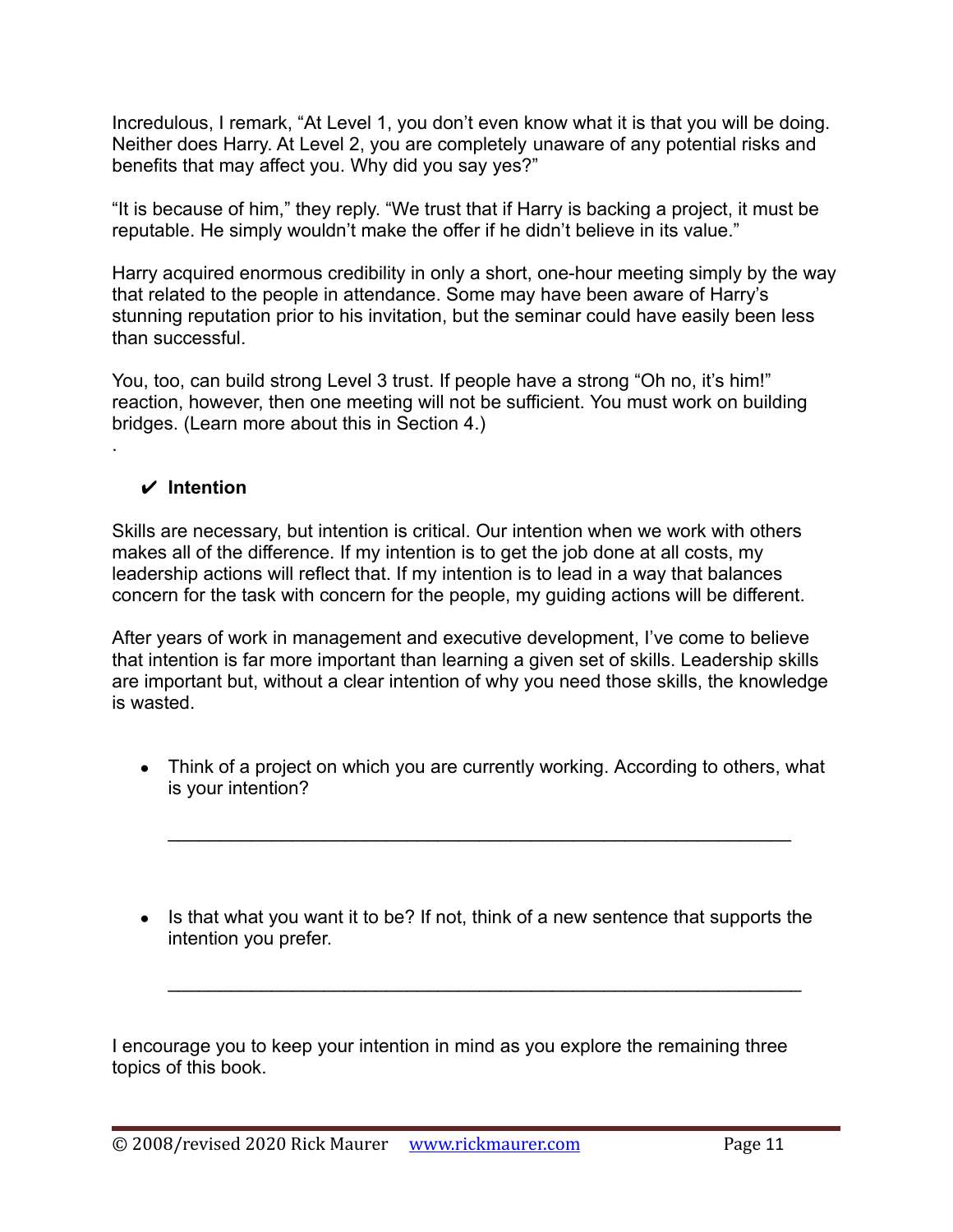Incredulous, I remark, "At Level 1, you don't even know what it is that you will be doing. Neither does Harry. At Level 2, you are completely unaware of any potential risks and benefits that may affect you. Why did you say yes?"

"It is because of him," they reply. "We trust that if Harry is backing a project, it must be reputable. He simply wouldn't make the offer if he didn't believe in its value."

Harry acquired enormous credibility in only a short, one-hour meeting simply by the way that related to the people in attendance. Some may have been aware of Harry's stunning reputation prior to his invitation, but the seminar could have easily been less than successful.

You, too, can build strong Level 3 trust. If people have a strong "Oh no, it's him!" reaction, however, then one meeting will not be sufficient. You must work on building bridges. (Learn more about this in Section 4.)

.

### ✔ Intention

Skills are necessary, but intention is critical. Our intention when we work with others makes all of the difference. If my intention is to get the job done at all costs, my leadership actions will reflect that. If my intention is to lead in a way that balances concern for the task with concern for the people, my guiding actions will be different.

After years of work in management and executive development, I've come to believe that intention is far more important than learning a given set of skills. Leadership skills are important but, without a clear intention of why you need those skills, the knowledge is wasted.

- Think of a project on which you are currently working. According to others, what is your intention?

  ____________________________________________________________

- Is that what you want it to be? If not, think of a new sentence that supports the intention you prefer.

  ____________________________________________________________

I encourage you to keep your intention in mind as you explore the remaining three topics of this book.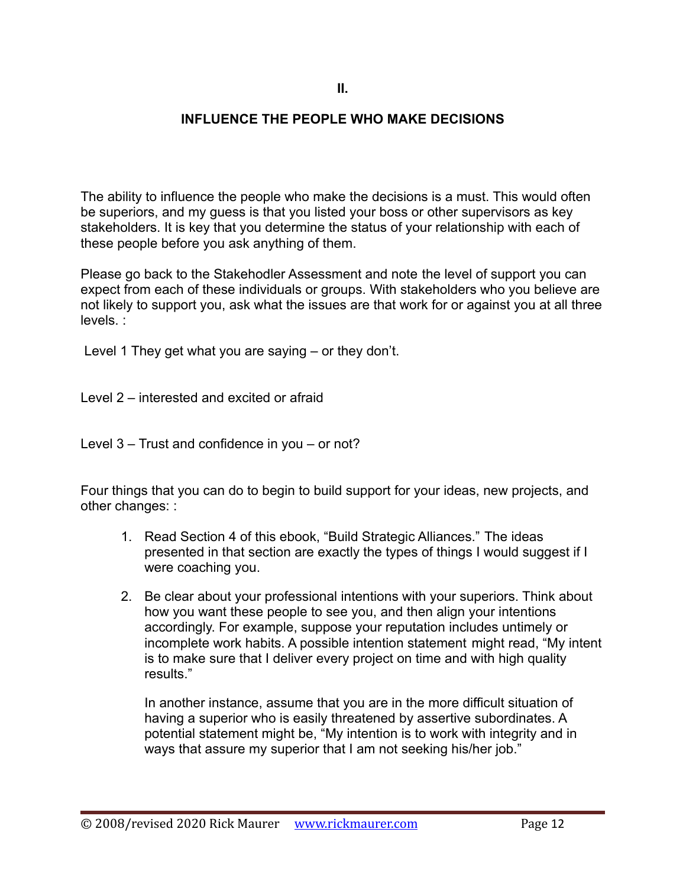## II.

## INFLUENCE THE PEOPLE WHO MAKE DECISIONS

The ability to influence the people who make the decisions is a must. This would often be superiors, and my guess is that you listed your boss or other supervisors as key stakeholders. It is key that you determine the status of your relationship with each of these people before you ask anything of them.

Please go back to the Stakehodler Assessment and note the level of support you can expect from each of these individuals or groups. With stakeholders who you believe are not likely to support you, ask what the issues are that work for or against you at all three levels. :

Level 1 They get what you are saying – or they don't.

Level 2 – interested and excited or afraid

Level 3 – Trust and confidence in you – or not?

Four things that you can do to begin to build support for your ideas, new projects, and other changes: :

1. Read Section 4 of this ebook, "Build Strategic Alliances." The ideas presented in that section are exactly the types of things I would suggest if I were coaching you.

2. Be clear about your professional intentions with your superiors. Think about how you want these people to see you, and then align your intentions accordingly. For example, suppose your reputation includes untimely or incomplete work habits. A possible intention statement might read, "My intent is to make sure that I deliver every project on time and with high quality results."

   In another instance, assume that you are in the more difficult situation of having a superior who is easily threatened by assertive subordinates. A potential statement might be, "My intention is to work with integrity and in ways that assure my superior that I am not seeking his/her job."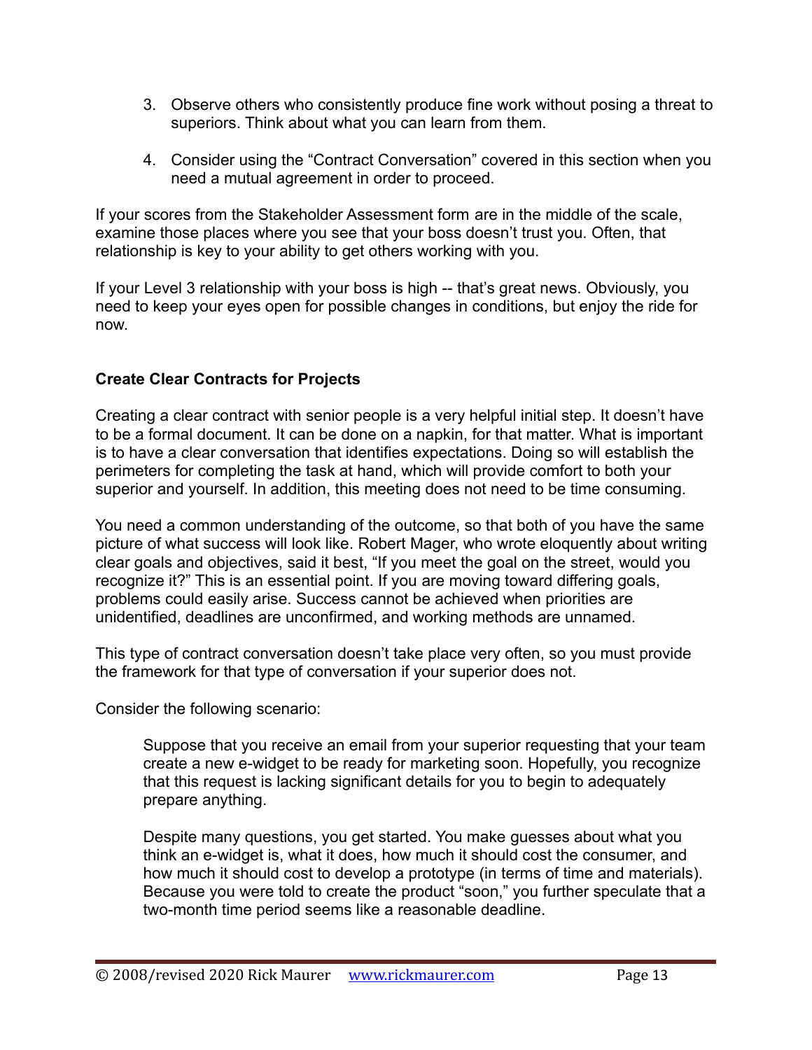3. Observe others who consistently produce fine work without posing a threat to superiors. Think about what you can learn from them.

4. Consider using the "Contract Conversation" covered in this section when you need a mutual agreement in order to proceed.

If your scores from the Stakeholder Assessment form are in the middle of the scale, examine those places where you see that your boss doesn't trust you. Often, that relationship is key to your ability to get others working with you.

If your Level 3 relationship with your boss is high -- that's great news. Obviously, you need to keep your eyes open for possible changes in conditions, but enjoy the ride for now.

**Create Clear Contracts for Projects**

Creating a clear contract with senior people is a very helpful initial step. It doesn't have to be a formal document. It can be done on a napkin, for that matter. What is important is to have a clear conversation that identifies expectations. Doing so will establish the perimeters for completing the task at hand, which will provide comfort to both your superior and yourself. In addition, this meeting does not need to be time consuming.

You need a common understanding of the outcome, so that both of you have the same picture of what success will look like. Robert Mager, who wrote eloquently about writing clear goals and objectives, said it best, "If you meet the goal on the street, would you recognize it?" This is an essential point. If you are moving toward differing goals, problems could easily arise. Success cannot be achieved when priorities are unidentified, deadlines are unconfirmed, and working methods are unnamed.

This type of contract conversation doesn't take place very often, so you must provide the framework for that type of conversation if your superior does not.

Consider the following scenario:

> Suppose that you receive an email from your superior requesting that your team create a new e-widget to be ready for marketing soon. Hopefully, you recognize that this request is lacking significant details for you to begin to adequately prepare anything.
>
> Despite many questions, you get started. You make guesses about what you think an e-widget is, what it does, how much it should cost the consumer, and how much it should cost to develop a prototype (in terms of time and materials). Because you were told to create the product "soon," you further speculate that a two-month time period seems like a reasonable deadline.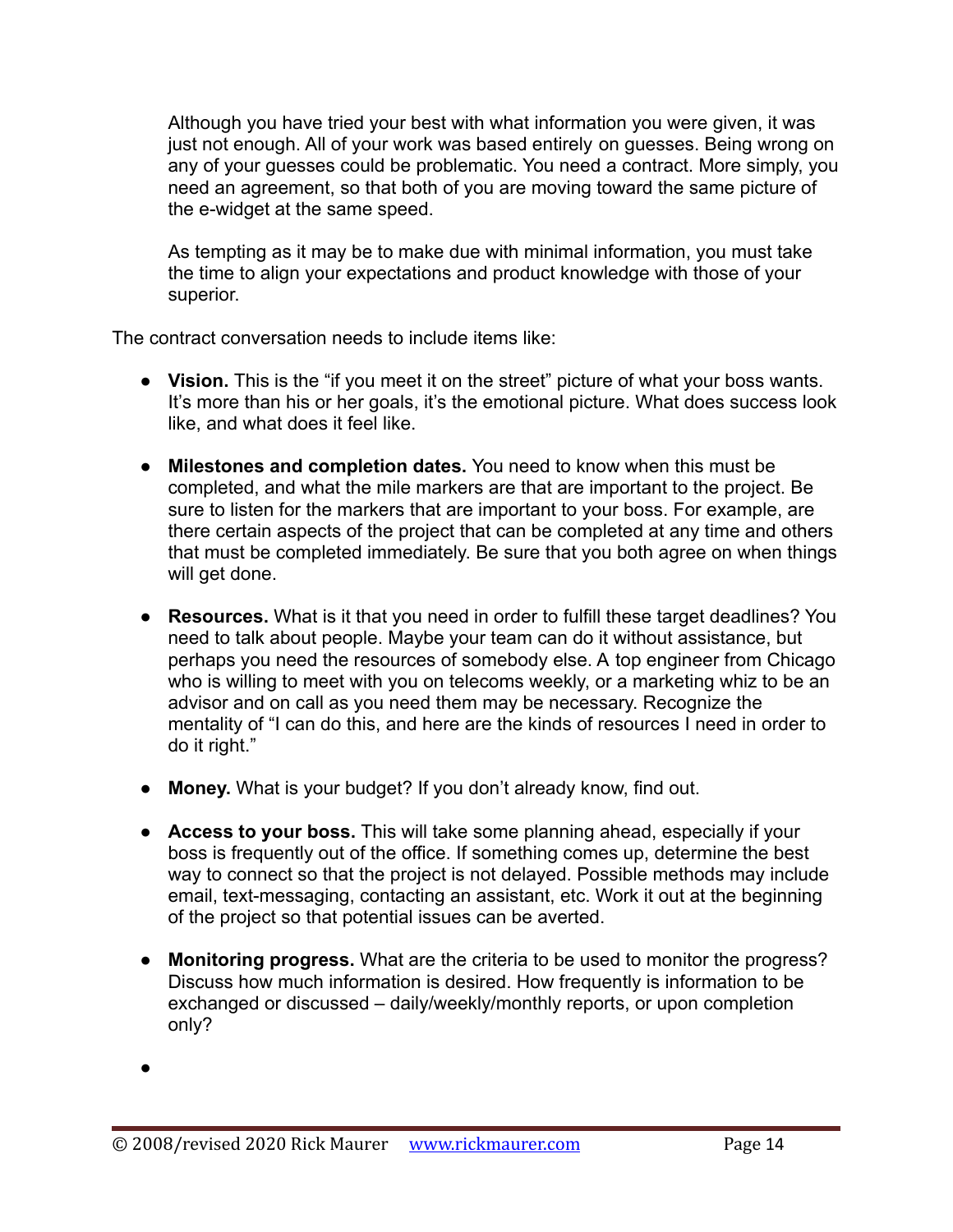Although you have tried your best with what information you were given, it was just not enough. All of your work was based entirely on guesses. Being wrong on any of your guesses could be problematic. You need a contract. More simply, you need an agreement, so that both of you are moving toward the same picture of the e-widget at the same speed.

As tempting as it may be to make due with minimal information, you must take the time to align your expectations and product knowledge with those of your superior.

The contract conversation needs to include items like:

- **Vision.** This is the "if you meet it on the street" picture of what your boss wants. It's more than his or her goals, it's the emotional picture. What does success look like, and what does it feel like.

- **Milestones and completion dates.** You need to know when this must be completed, and what the mile markers are that are important to the project. Be sure to listen for the markers that are important to your boss. For example, are there certain aspects of the project that can be completed at any time and others that must be completed immediately. Be sure that you both agree on when things will get done.

- **Resources.** What is it that you need in order to fulfill these target deadlines? You need to talk about people. Maybe your team can do it without assistance, but perhaps you need the resources of somebody else. A top engineer from Chicago who is willing to meet with you on telecoms weekly, or a marketing whiz to be an advisor and on call as you need them may be necessary. Recognize the mentality of "I can do this, and here are the kinds of resources I need in order to do it right."

- **Money.** What is your budget? If you don't already know, find out.

- **Access to your boss.** This will take some planning ahead, especially if your boss is frequently out of the office. If something comes up, determine the best way to connect so that the project is not delayed. Possible methods may include email, text-messaging, contacting an assistant, etc. Work it out at the beginning of the project so that potential issues can be averted.

- **Monitoring progress.** What are the criteria to be used to monitor the progress? Discuss how much information is desired. How frequently is information to be exchanged or discussed – daily/weekly/monthly reports, or upon completion only?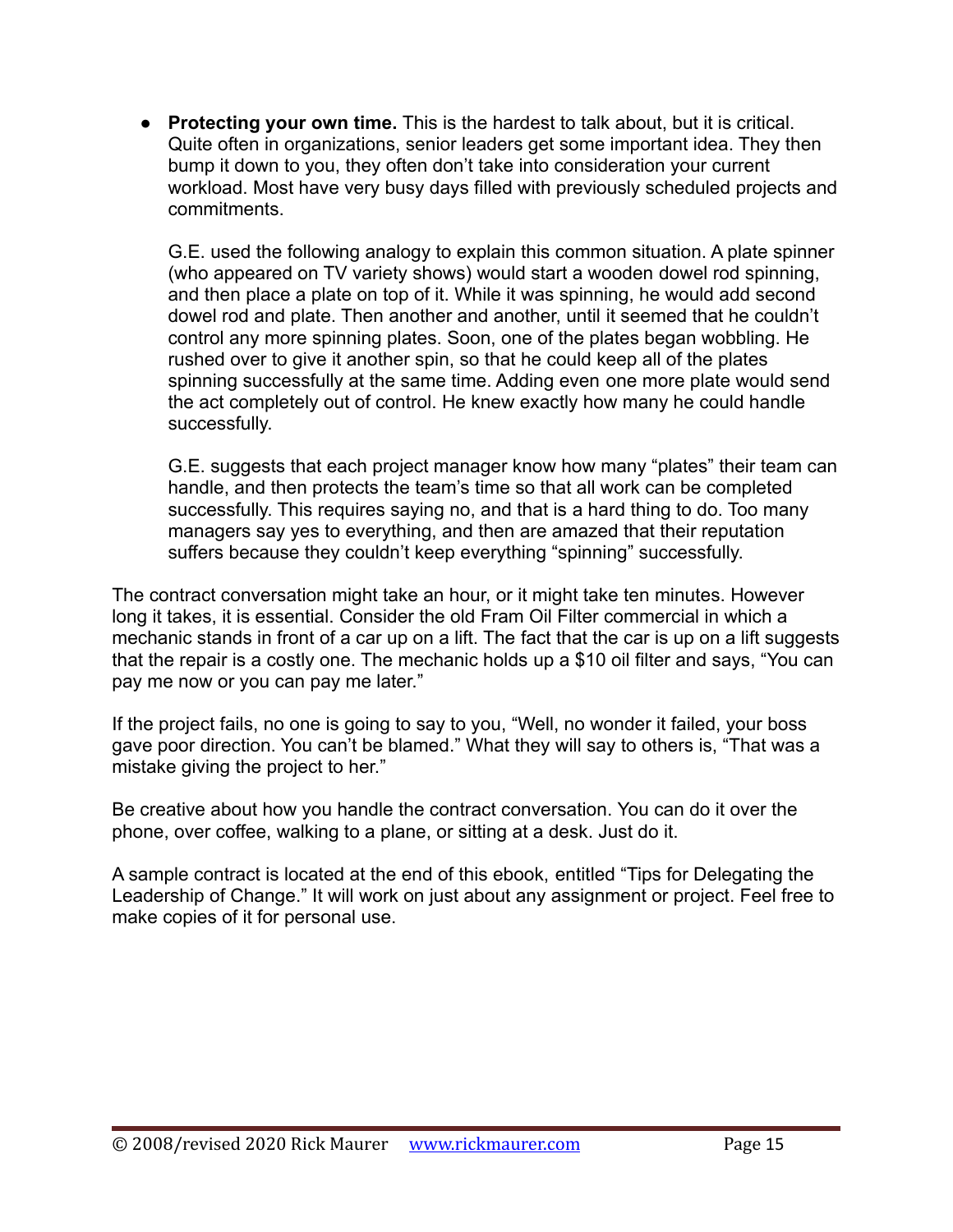- **Protecting your own time.** This is the hardest to talk about, but it is critical. Quite often in organizations, senior leaders get some important idea. They then bump it down to you, they often don't take into consideration your current workload. Most have very busy days filled with previously scheduled projects and commitments.

  G.E. used the following analogy to explain this common situation. A plate spinner (who appeared on TV variety shows) would start a wooden dowel rod spinning, and then place a plate on top of it. While it was spinning, he would add second dowel rod and plate. Then another and another, until it seemed that he couldn't control any more spinning plates. Soon, one of the plates began wobbling. He rushed over to give it another spin, so that he could keep all of the plates spinning successfully at the same time. Adding even one more plate would send the act completely out of control. He knew exactly how many he could handle successfully.

  G.E. suggests that each project manager know how many "plates" their team can handle, and then protects the team's time so that all work can be completed successfully. This requires saying no, and that is a hard thing to do. Too many managers say yes to everything, and then are amazed that their reputation suffers because they couldn't keep everything "spinning" successfully.

The contract conversation might take an hour, or it might take ten minutes. However long it takes, it is essential. Consider the old Fram Oil Filter commercial in which a mechanic stands in front of a car up on a lift. The fact that the car is up on a lift suggests that the repair is a costly one. The mechanic holds up a $10 oil filter and says, "You can pay me now or you can pay me later."

If the project fails, no one is going to say to you, "Well, no wonder it failed, your boss gave poor direction. You can't be blamed." What they will say to others is, "That was a mistake giving the project to her."

Be creative about how you handle the contract conversation. You can do it over the phone, over coffee, walking to a plane, or sitting at a desk. Just do it.

A sample contract is located at the end of this ebook, entitled "Tips for Delegating the Leadership of Change." It will work on just about any assignment or project. Feel free to make copies of it for personal use.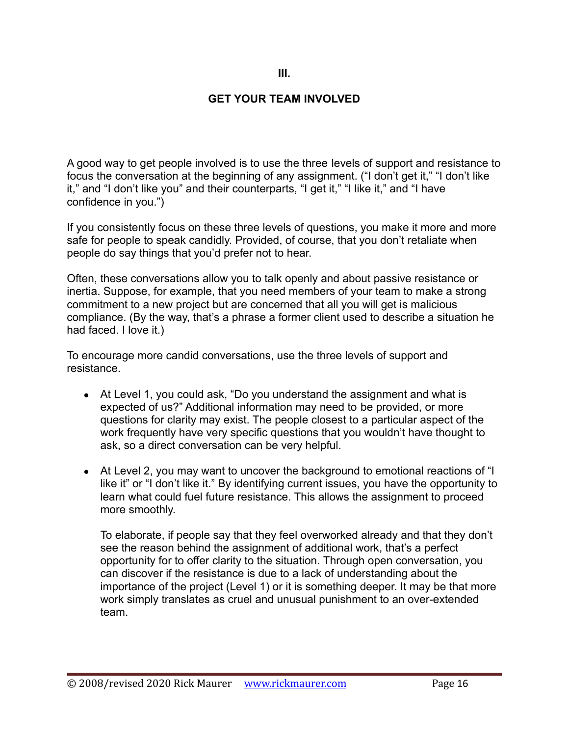# III.

# GET YOUR TEAM INVOLVED

A good way to get people involved is to use the three levels of support and resistance to focus the conversation at the beginning of any assignment. ("I don't get it," "I don't like it," and "I don't like you" and their counterparts, "I get it," "I like it," and "I have confidence in you.")

If you consistently focus on these three levels of questions, you make it more and more safe for people to speak candidly. Provided, of course, that you don't retaliate when people do say things that you'd prefer not to hear.

Often, these conversations allow you to talk openly and about passive resistance or inertia. Suppose, for example, that you need members of your team to make a strong commitment to a new project but are concerned that all you will get is malicious compliance. (By the way, that's a phrase a former client used to describe a situation he had faced. I love it.)

To encourage more candid conversations, use the three levels of support and resistance.

- At Level 1, you could ask, "Do you understand the assignment and what is expected of us?" Additional information may need to be provided, or more questions for clarity may exist. The people closest to a particular aspect of the work frequently have very specific questions that you wouldn't have thought to ask, so a direct conversation can be very helpful.

- At Level 2, you may want to uncover the background to emotional reactions of "I like it" or "I don't like it." By identifying current issues, you have the opportunity to learn what could fuel future resistance. This allows the assignment to proceed more smoothly.

  To elaborate, if people say that they feel overworked already and that they don't see the reason behind the assignment of additional work, that's a perfect opportunity for to offer clarity to the situation. Through open conversation, you can discover if the resistance is due to a lack of understanding about the importance of the project (Level 1) or it is something deeper. It may be that more work simply translates as cruel and unusual punishment to an over-extended team.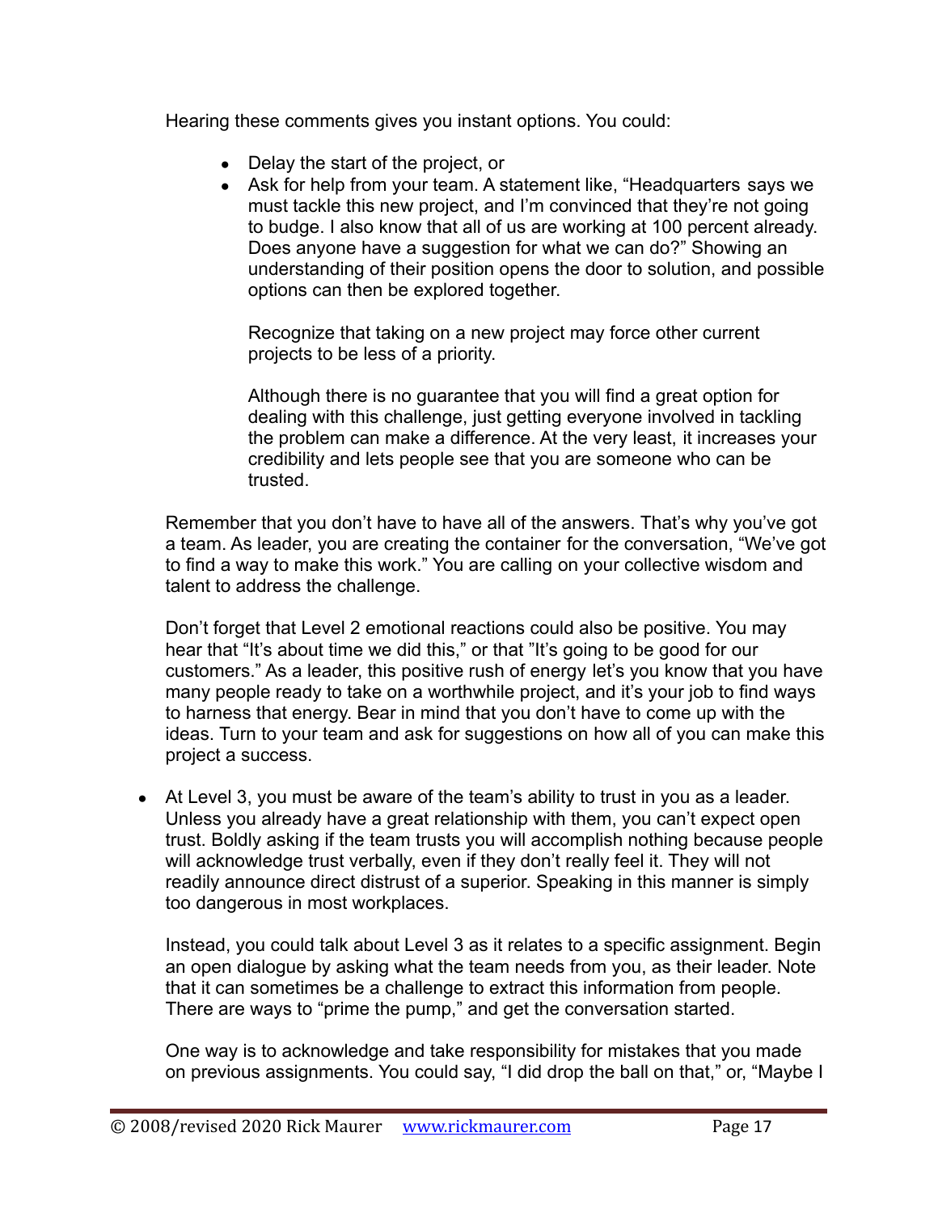Hearing these comments gives you instant options. You could:

- Delay the start of the project, or
- Ask for help from your team. A statement like, "Headquarters says we must tackle this new project, and I'm convinced that they're not going to budge. I also know that all of us are working at 100 percent already. Does anyone have a suggestion for what we can do?" Showing an understanding of their position opens the door to solution, and possible options can then be explored together.

  Recognize that taking on a new project may force other current projects to be less of a priority.

  Although there is no guarantee that you will find a great option for dealing with this challenge, just getting everyone involved in tackling the problem can make a difference. At the very least, it increases your credibility and lets people see that you are someone who can be trusted.

Remember that you don't have to have all of the answers. That's why you've got a team. As leader, you are creating the container for the conversation, "We've got to find a way to make this work." You are calling on your collective wisdom and talent to address the challenge.

Don't forget that Level 2 emotional reactions could also be positive. You may hear that "It's about time we did this," or that "It's going to be good for our customers." As a leader, this positive rush of energy let's you know that you have many people ready to take on a worthwhile project, and it's your job to find ways to harness that energy. Bear in mind that you don't have to come up with the ideas. Turn to your team and ask for suggestions on how all of you can make this project a success.

- At Level 3, you must be aware of the team's ability to trust in you as a leader. Unless you already have a great relationship with them, you can't expect open trust. Boldly asking if the team trusts you will accomplish nothing because people will acknowledge trust verbally, even if they don't really feel it. They will not readily announce direct distrust of a superior. Speaking in this manner is simply too dangerous in most workplaces.

  Instead, you could talk about Level 3 as it relates to a specific assignment. Begin an open dialogue by asking what the team needs from you, as their leader. Note that it can sometimes be a challenge to extract this information from people. There are ways to "prime the pump," and get the conversation started.

  One way is to acknowledge and take responsibility for mistakes that you made on previous assignments. You could say, "I did drop the ball on that," or, "Maybe I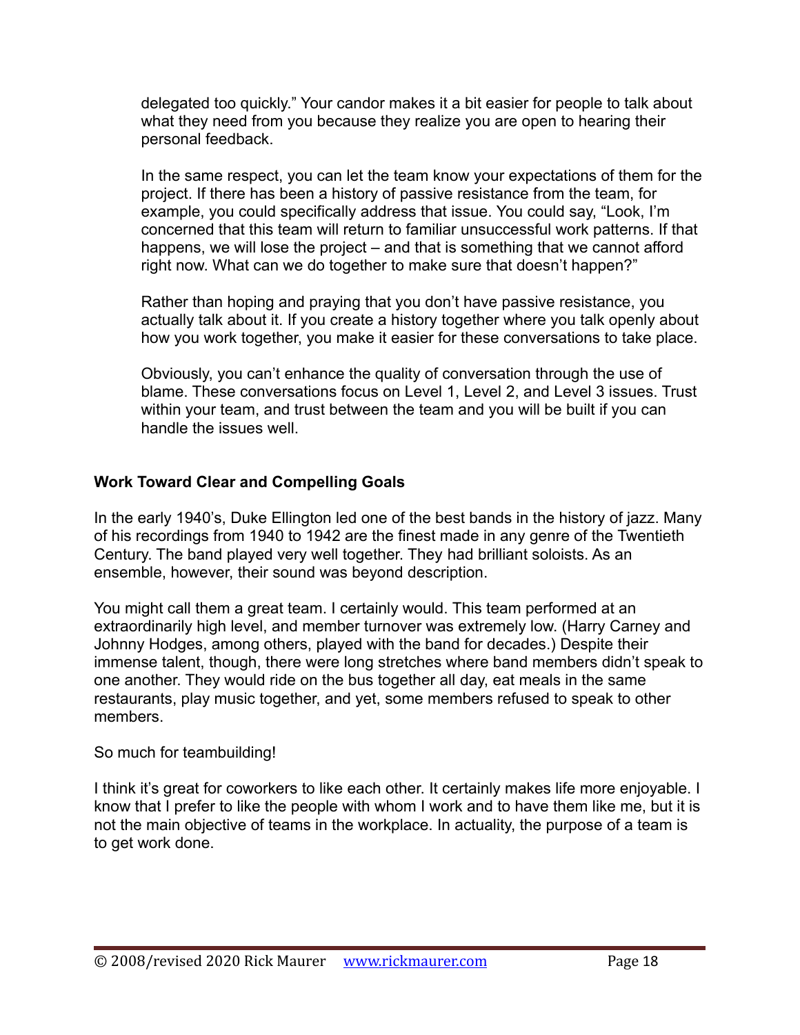delegated too quickly." Your candor makes it a bit easier for people to talk about what they need from you because they realize you are open to hearing their personal feedback.

In the same respect, you can let the team know your expectations of them for the project. If there has been a history of passive resistance from the team, for example, you could specifically address that issue. You could say, "Look, I'm concerned that this team will return to familiar unsuccessful work patterns. If that happens, we will lose the project – and that is something that we cannot afford right now. What can we do together to make sure that doesn't happen?"

Rather than hoping and praying that you don't have passive resistance, you actually talk about it. If you create a history together where you talk openly about how you work together, you make it easier for these conversations to take place.

Obviously, you can't enhance the quality of conversation through the use of blame. These conversations focus on Level 1, Level 2, and Level 3 issues. Trust within your team, and trust between the team and you will be built if you can handle the issues well.

### Work Toward Clear and Compelling Goals

In the early 1940's, Duke Ellington led one of the best bands in the history of jazz. Many of his recordings from 1940 to 1942 are the finest made in any genre of the Twentieth Century. The band played very well together. They had brilliant soloists. As an ensemble, however, their sound was beyond description.

You might call them a great team. I certainly would. This team performed at an extraordinarily high level, and member turnover was extremely low. (Harry Carney and Johnny Hodges, among others, played with the band for decades.) Despite their immense talent, though, there were long stretches where band members didn't speak to one another. They would ride on the bus together all day, eat meals in the same restaurants, play music together, and yet, some members refused to speak to other members.

So much for teambuilding!

I think it's great for coworkers to like each other. It certainly makes life more enjoyable. I know that I prefer to like the people with whom I work and to have them like me, but it is not the main objective of teams in the workplace. In actuality, the purpose of a team is to get work done.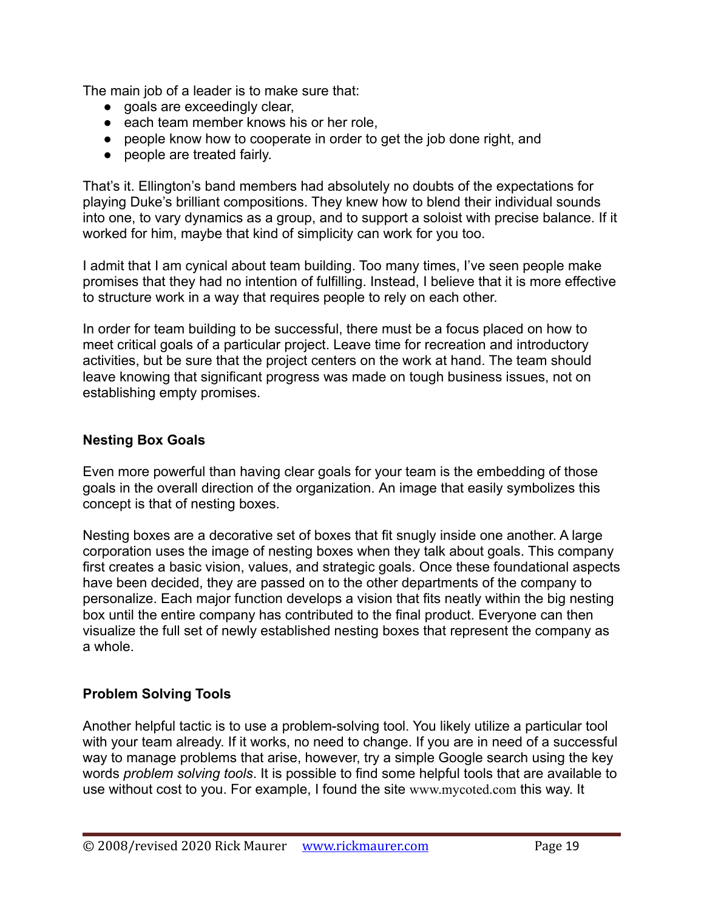The main job of a leader is to make sure that:

- goals are exceedingly clear,
- each team member knows his or her role,
- people know how to cooperate in order to get the job done right, and
- people are treated fairly.

That's it. Ellington's band members had absolutely no doubts of the expectations for playing Duke's brilliant compositions. They knew how to blend their individual sounds into one, to vary dynamics as a group, and to support a soloist with precise balance. If it worked for him, maybe that kind of simplicity can work for you too.

I admit that I am cynical about team building. Too many times, I've seen people make promises that they had no intention of fulfilling. Instead, I believe that it is more effective to structure work in a way that requires people to rely on each other.

In order for team building to be successful, there must be a focus placed on how to meet critical goals of a particular project. Leave time for recreation and introductory activities, but be sure that the project centers on the work at hand. The team should leave knowing that significant progress was made on tough business issues, not on establishing empty promises.

**Nesting Box Goals**

Even more powerful than having clear goals for your team is the embedding of those goals in the overall direction of the organization. An image that easily symbolizes this concept is that of nesting boxes.

Nesting boxes are a decorative set of boxes that fit snugly inside one another. A large corporation uses the image of nesting boxes when they talk about goals. This company first creates a basic vision, values, and strategic goals. Once these foundational aspects have been decided, they are passed on to the other departments of the company to personalize. Each major function develops a vision that fits neatly within the big nesting box until the entire company has contributed to the final product. Everyone can then visualize the full set of newly established nesting boxes that represent the company as a whole.

**Problem Solving Tools**

Another helpful tactic is to use a problem-solving tool. You likely utilize a particular tool with your team already. If it works, no need to change. If you are in need of a successful way to manage problems that arise, however, try a simple Google search using the key words *problem solving tools*. It is possible to find some helpful tools that are available to use without cost to you. For example, I found the site www.mycoted.com this way. It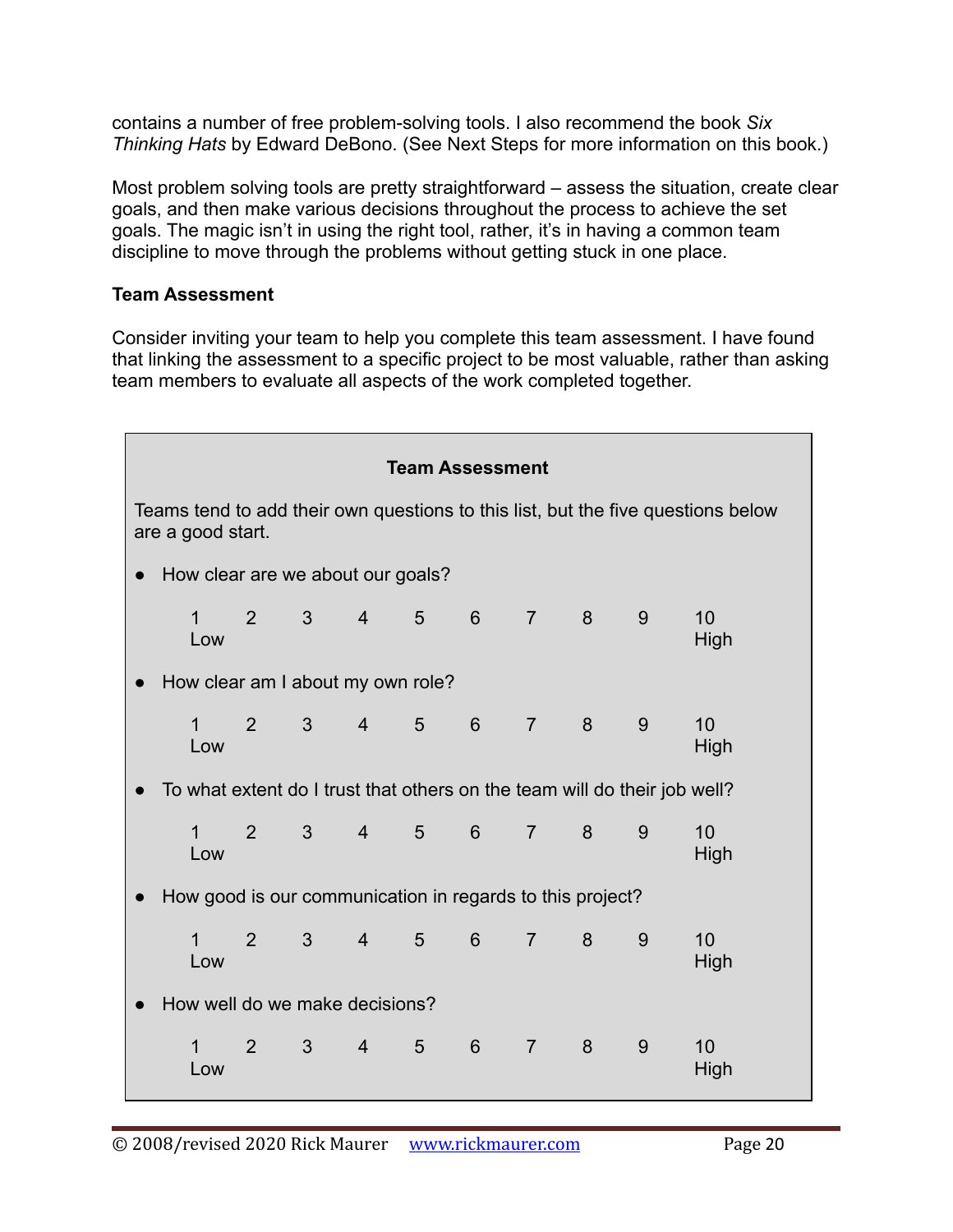contains a number of free problem-solving tools. I also recommend the book *Six Thinking Hats* by Edward DeBono. (See Next Steps for more information on this book.)

Most problem solving tools are pretty straightforward – assess the situation, create clear goals, and then make various decisions throughout the process to achieve the set goals. The magic isn't in using the right tool, rather, it's in having a common team discipline to move through the problems without getting stuck in one place.

**Team Assessment**

Consider inviting your team to help you complete this team assessment. I have found that linking the assessment to a specific project to be most valuable, rather than asking team members to evaluate all aspects of the work completed together.

**Team Assessment**

Teams tend to add their own questions to this list, but the five questions below are a good start.

- How clear are we about our goals?

  1 Low   2   3   4   5   6   7   8   9   10 High

- How clear am I about my own role?

  1 Low   2   3   4   5   6   7   8   9   10 High

- To what extent do I trust that others on the team will do their job well?

  1 Low   2   3   4   5   6   7   8   9   10 High

- How good is our communication in regards to this project?

  1 Low   2   3   4   5   6   7   8   9   10 High

- How well do we make decisions?

  1 Low   2   3   4   5   6   7   8   9   10 High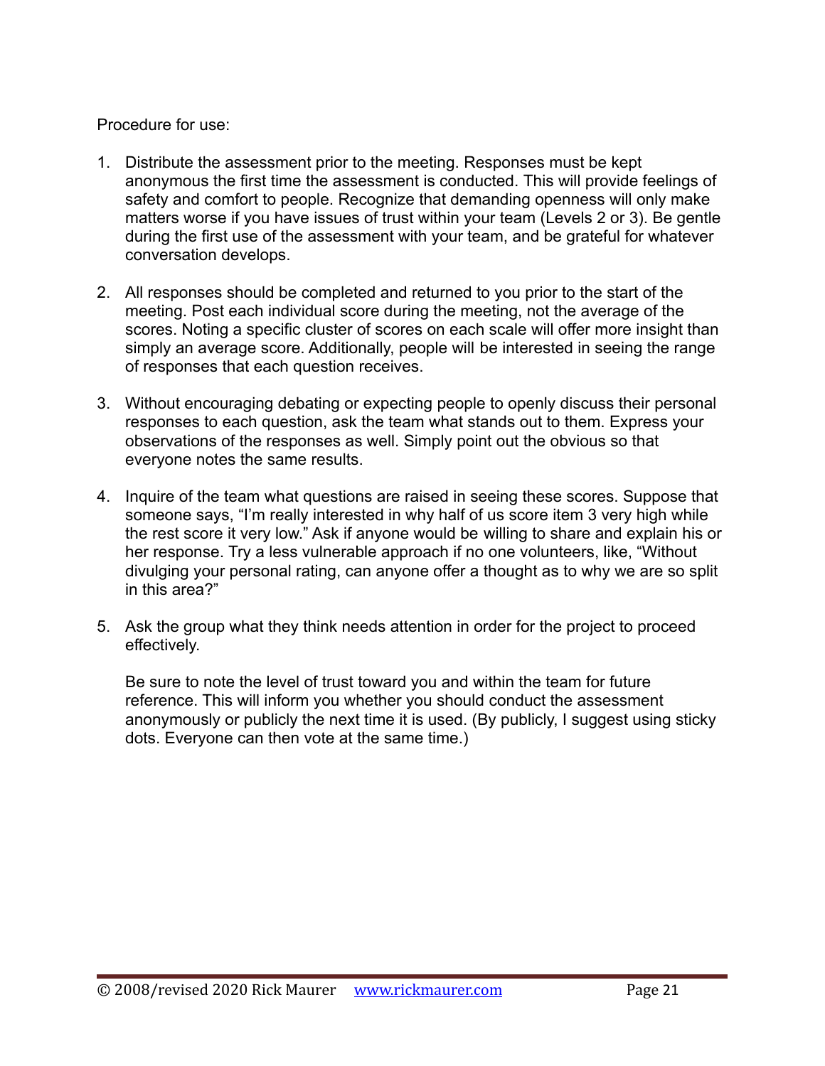Procedure for use:

1. Distribute the assessment prior to the meeting. Responses must be kept anonymous the first time the assessment is conducted. This will provide feelings of safety and comfort to people. Recognize that demanding openness will only make matters worse if you have issues of trust within your team (Levels 2 or 3). Be gentle during the first use of the assessment with your team, and be grateful for whatever conversation develops.

2. All responses should be completed and returned to you prior to the start of the meeting. Post each individual score during the meeting, not the average of the scores. Noting a specific cluster of scores on each scale will offer more insight than simply an average score. Additionally, people will be interested in seeing the range of responses that each question receives.

3. Without encouraging debating or expecting people to openly discuss their personal responses to each question, ask the team what stands out to them. Express your observations of the responses as well. Simply point out the obvious so that everyone notes the same results.

4. Inquire of the team what questions are raised in seeing these scores. Suppose that someone says, "I'm really interested in why half of us score item 3 very high while the rest score it very low." Ask if anyone would be willing to share and explain his or her response. Try a less vulnerable approach if no one volunteers, like, "Without divulging your personal rating, can anyone offer a thought as to why we are so split in this area?"

5. Ask the group what they think needs attention in order for the project to proceed effectively.

   Be sure to note the level of trust toward you and within the team for future reference. This will inform you whether you should conduct the assessment anonymously or publicly the next time it is used. (By publicly, I suggest using sticky dots. Everyone can then vote at the same time.)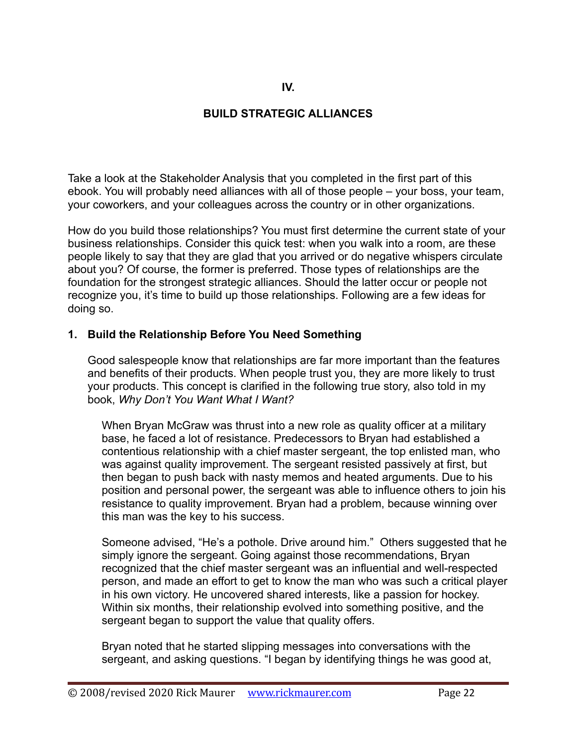## IV.

## BUILD STRATEGIC ALLIANCES

Take a look at the Stakeholder Analysis that you completed in the first part of this ebook. You will probably need alliances with all of those people – your boss, your team, your coworkers, and your colleagues across the country or in other organizations.

How do you build those relationships? You must first determine the current state of your business relationships. Consider this quick test: when you walk into a room, are these people likely to say that they are glad that you arrived or do negative whispers circulate about you? Of course, the former is preferred. Those types of relationships are the foundation for the strongest strategic alliances. Should the latter occur or people not recognize you, it's time to build up those relationships. Following are a few ideas for doing so.

### 1. Build the Relationship Before You Need Something

Good salespeople know that relationships are far more important than the features and benefits of their products. When people trust you, they are more likely to trust your products. This concept is clarified in the following true story, also told in my book, *Why Don't You Want What I Want?*

> When Bryan McGraw was thrust into a new role as quality officer at a military base, he faced a lot of resistance. Predecessors to Bryan had established a contentious relationship with a chief master sergeant, the top enlisted man, who was against quality improvement. The sergeant resisted passively at first, but then began to push back with nasty memos and heated arguments. Due to his position and personal power, the sergeant was able to influence others to join his resistance to quality improvement. Bryan had a problem, because winning over this man was the key to his success.
>
> Someone advised, "He's a pothole. Drive around him." Others suggested that he simply ignore the sergeant. Going against those recommendations, Bryan recognized that the chief master sergeant was an influential and well-respected person, and made an effort to get to know the man who was such a critical player in his own victory. He uncovered shared interests, like a passion for hockey. Within six months, their relationship evolved into something positive, and the sergeant began to support the value that quality offers.
>
> Bryan noted that he started slipping messages into conversations with the sergeant, and asking questions. "I began by identifying things he was good at,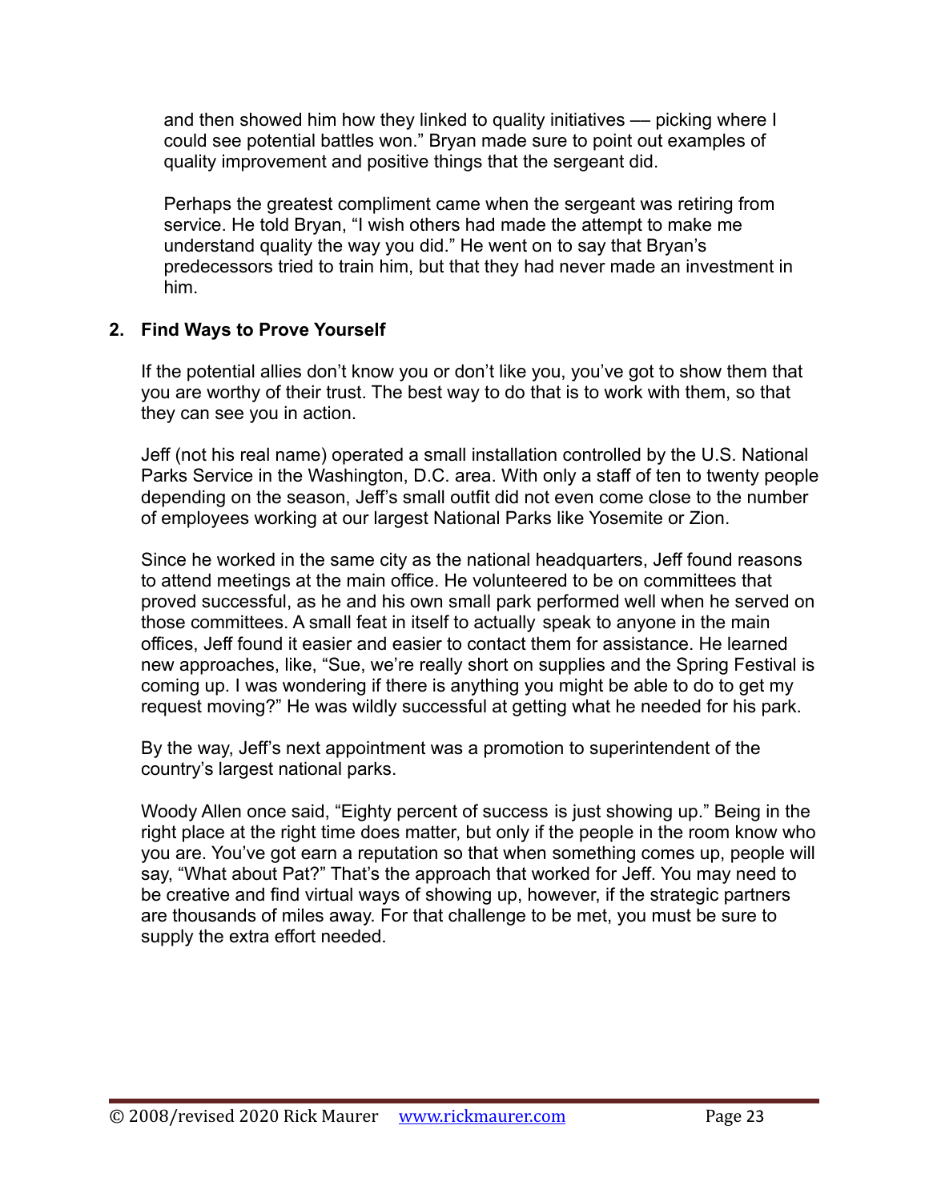and then showed him how they linked to quality initiatives — picking where I could see potential battles won." Bryan made sure to point out examples of quality improvement and positive things that the sergeant did.

Perhaps the greatest compliment came when the sergeant was retiring from service. He told Bryan, "I wish others had made the attempt to make me understand quality the way you did." He went on to say that Bryan's predecessors tried to train him, but that they had never made an investment in him.

### 2. Find Ways to Prove Yourself

If the potential allies don't know you or don't like you, you've got to show them that you are worthy of their trust. The best way to do that is to work with them, so that they can see you in action.

Jeff (not his real name) operated a small installation controlled by the U.S. National Parks Service in the Washington, D.C. area. With only a staff of ten to twenty people depending on the season, Jeff's small outfit did not even come close to the number of employees working at our largest National Parks like Yosemite or Zion.

Since he worked in the same city as the national headquarters, Jeff found reasons to attend meetings at the main office. He volunteered to be on committees that proved successful, as he and his own small park performed well when he served on those committees. A small feat in itself to actually speak to anyone in the main offices, Jeff found it easier and easier to contact them for assistance. He learned new approaches, like, "Sue, we're really short on supplies and the Spring Festival is coming up. I was wondering if there is anything you might be able to do to get my request moving?" He was wildly successful at getting what he needed for his park.

By the way, Jeff's next appointment was a promotion to superintendent of the country's largest national parks.

Woody Allen once said, "Eighty percent of success is just showing up." Being in the right place at the right time does matter, but only if the people in the room know who you are. You've got earn a reputation so that when something comes up, people will say, "What about Pat?" That's the approach that worked for Jeff. You may need to be creative and find virtual ways of showing up, however, if the strategic partners are thousands of miles away. For that challenge to be met, you must be sure to supply the extra effort needed.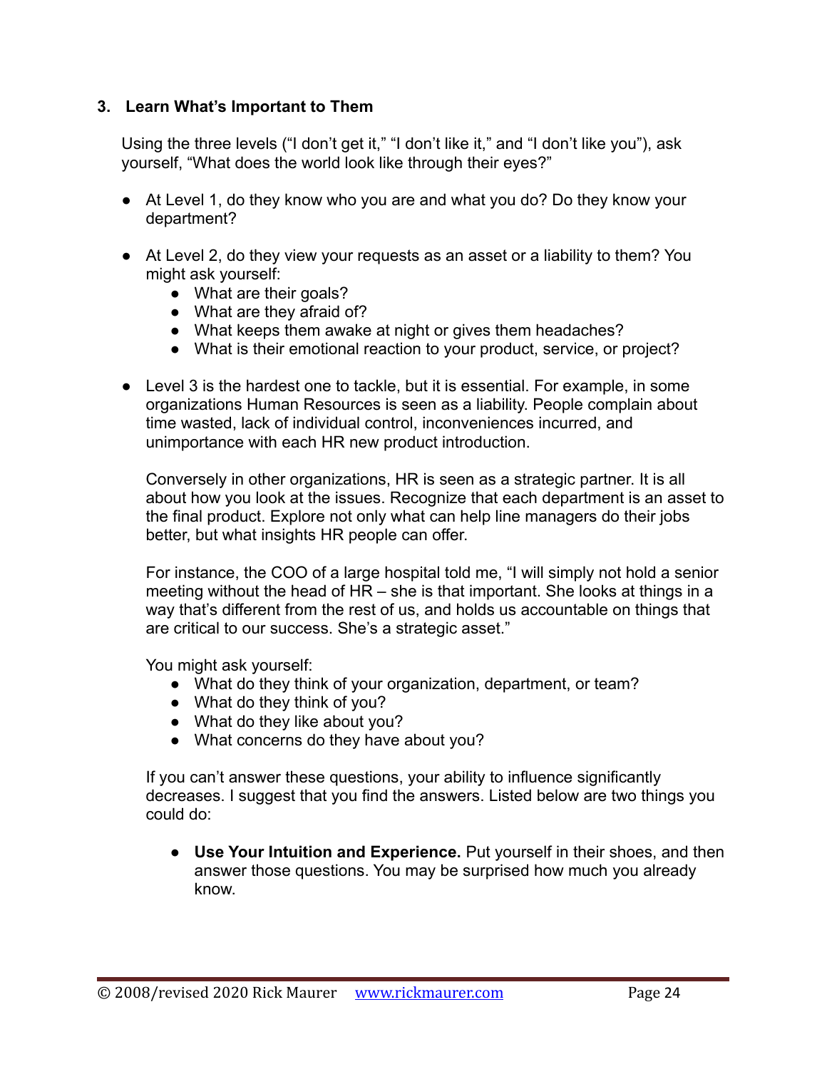### 3. Learn What's Important to Them

Using the three levels ("I don't get it," "I don't like it," and "I don't like you"), ask yourself, "What does the world look like through their eyes?"

- At Level 1, do they know who you are and what you do? Do they know your department?
- At Level 2, do they view your requests as an asset or a liability to them? You might ask yourself:
  - What are their goals?
  - What are they afraid of?
  - What keeps them awake at night or gives them headaches?
  - What is their emotional reaction to your product, service, or project?
- Level 3 is the hardest one to tackle, but it is essential. For example, in some organizations Human Resources is seen as a liability. People complain about time wasted, lack of individual control, inconveniences incurred, and unimportance with each HR new product introduction.

  Conversely in other organizations, HR is seen as a strategic partner. It is all about how you look at the issues. Recognize that each department is an asset to the final product. Explore not only what can help line managers do their jobs better, but what insights HR people can offer.

  For instance, the COO of a large hospital told me, "I will simply not hold a senior meeting without the head of HR – she is that important. She looks at things in a way that's different from the rest of us, and holds us accountable on things that are critical to our success. She's a strategic asset."

  You might ask yourself:
  - What do they think of your organization, department, or team?
  - What do they think of you?
  - What do they like about you?
  - What concerns do they have about you?

  If you can't answer these questions, your ability to influence significantly decreases. I suggest that you find the answers. Listed below are two things you could do:

  - **Use Your Intuition and Experience.** Put yourself in their shoes, and then answer those questions. You may be surprised how much you already know.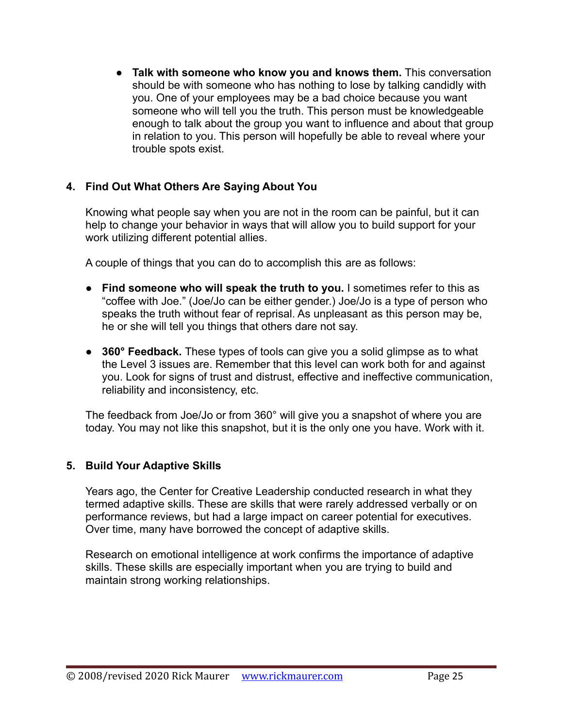- **Talk with someone who know you and knows them.** This conversation should be with someone who has nothing to lose by talking candidly with you. One of your employees may be a bad choice because you want someone who will tell you the truth. This person must be knowledgeable enough to talk about the group you want to influence and about that group in relation to you. This person will hopefully be able to reveal where your trouble spots exist.

## 4. Find Out What Others Are Saying About You

Knowing what people say when you are not in the room can be painful, but it can help to change your behavior in ways that will allow you to build support for your work utilizing different potential allies.

A couple of things that you can do to accomplish this are as follows:

- **Find someone who will speak the truth to you.** I sometimes refer to this as "coffee with Joe." (Joe/Jo can be either gender.) Joe/Jo is a type of person who speaks the truth without fear of reprisal. As unpleasant as this person may be, he or she will tell you things that others dare not say.

- **360° Feedback.** These types of tools can give you a solid glimpse as to what the Level 3 issues are. Remember that this level can work both for and against you. Look for signs of trust and distrust, effective and ineffective communication, reliability and inconsistency, etc.

The feedback from Joe/Jo or from 360° will give you a snapshot of where you are today. You may not like this snapshot, but it is the only one you have. Work with it.

## 5. Build Your Adaptive Skills

Years ago, the Center for Creative Leadership conducted research in what they termed adaptive skills. These are skills that were rarely addressed verbally or on performance reviews, but had a large impact on career potential for executives. Over time, many have borrowed the concept of adaptive skills.

Research on emotional intelligence at work confirms the importance of adaptive skills. These skills are especially important when you are trying to build and maintain strong working relationships.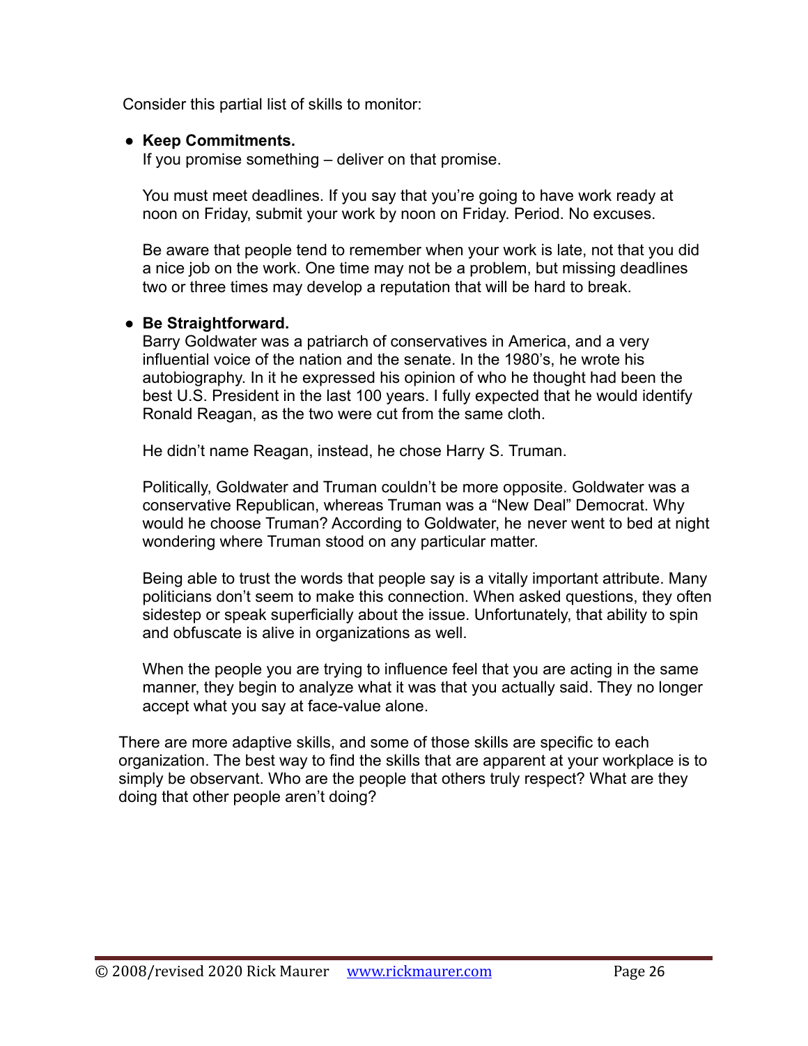Consider this partial list of skills to monitor:

- **Keep Commitments.**
  If you promise something – deliver on that promise.

  You must meet deadlines. If you say that you're going to have work ready at noon on Friday, submit your work by noon on Friday. Period. No excuses.

  Be aware that people tend to remember when your work is late, not that you did a nice job on the work. One time may not be a problem, but missing deadlines two or three times may develop a reputation that will be hard to break.

- **Be Straightforward.**
  Barry Goldwater was a patriarch of conservatives in America, and a very influential voice of the nation and the senate. In the 1980's, he wrote his autobiography. In it he expressed his opinion of who he thought had been the best U.S. President in the last 100 years. I fully expected that he would identify Ronald Reagan, as the two were cut from the same cloth.

  He didn't name Reagan, instead, he chose Harry S. Truman.

  Politically, Goldwater and Truman couldn't be more opposite. Goldwater was a conservative Republican, whereas Truman was a "New Deal" Democrat. Why would he choose Truman? According to Goldwater, he never went to bed at night wondering where Truman stood on any particular matter.

  Being able to trust the words that people say is a vitally important attribute. Many politicians don't seem to make this connection. When asked questions, they often sidestep or speak superficially about the issue. Unfortunately, that ability to spin and obfuscate is alive in organizations as well.

  When the people you are trying to influence feel that you are acting in the same manner, they begin to analyze what it was that you actually said. They no longer accept what you say at face-value alone.

There are more adaptive skills, and some of those skills are specific to each organization. The best way to find the skills that are apparent at your workplace is to simply be observant. Who are the people that others truly respect? What are they doing that other people aren't doing?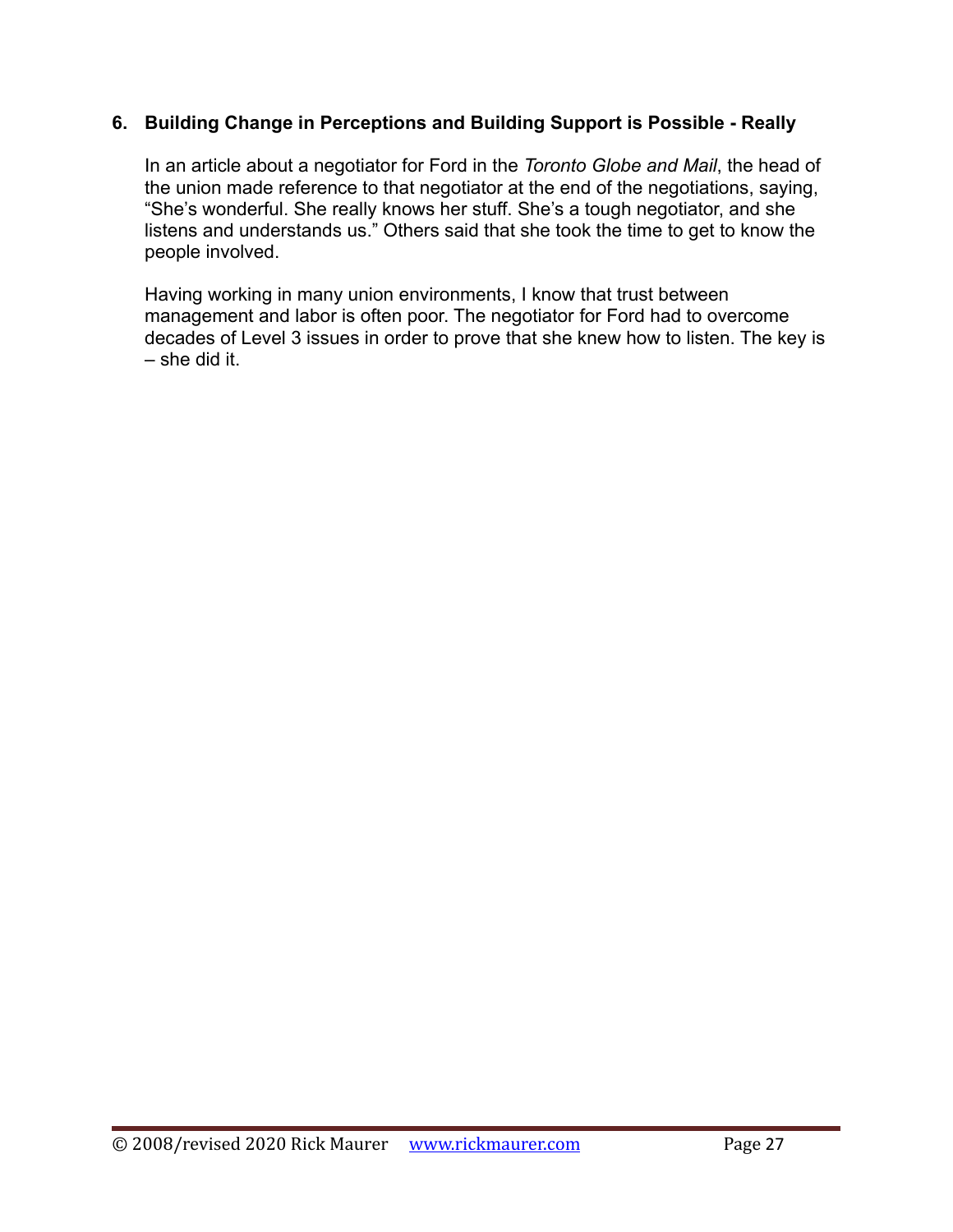### 6. Building Change in Perceptions and Building Support is Possible - Really

In an article about a negotiator for Ford in the *Toronto Globe and Mail*, the head of the union made reference to that negotiator at the end of the negotiations, saying, "She's wonderful. She really knows her stuff. She's a tough negotiator, and she listens and understands us." Others said that she took the time to get to know the people involved.

Having working in many union environments, I know that trust between management and labor is often poor. The negotiator for Ford had to overcome decades of Level 3 issues in order to prove that she knew how to listen. The key is – she did it.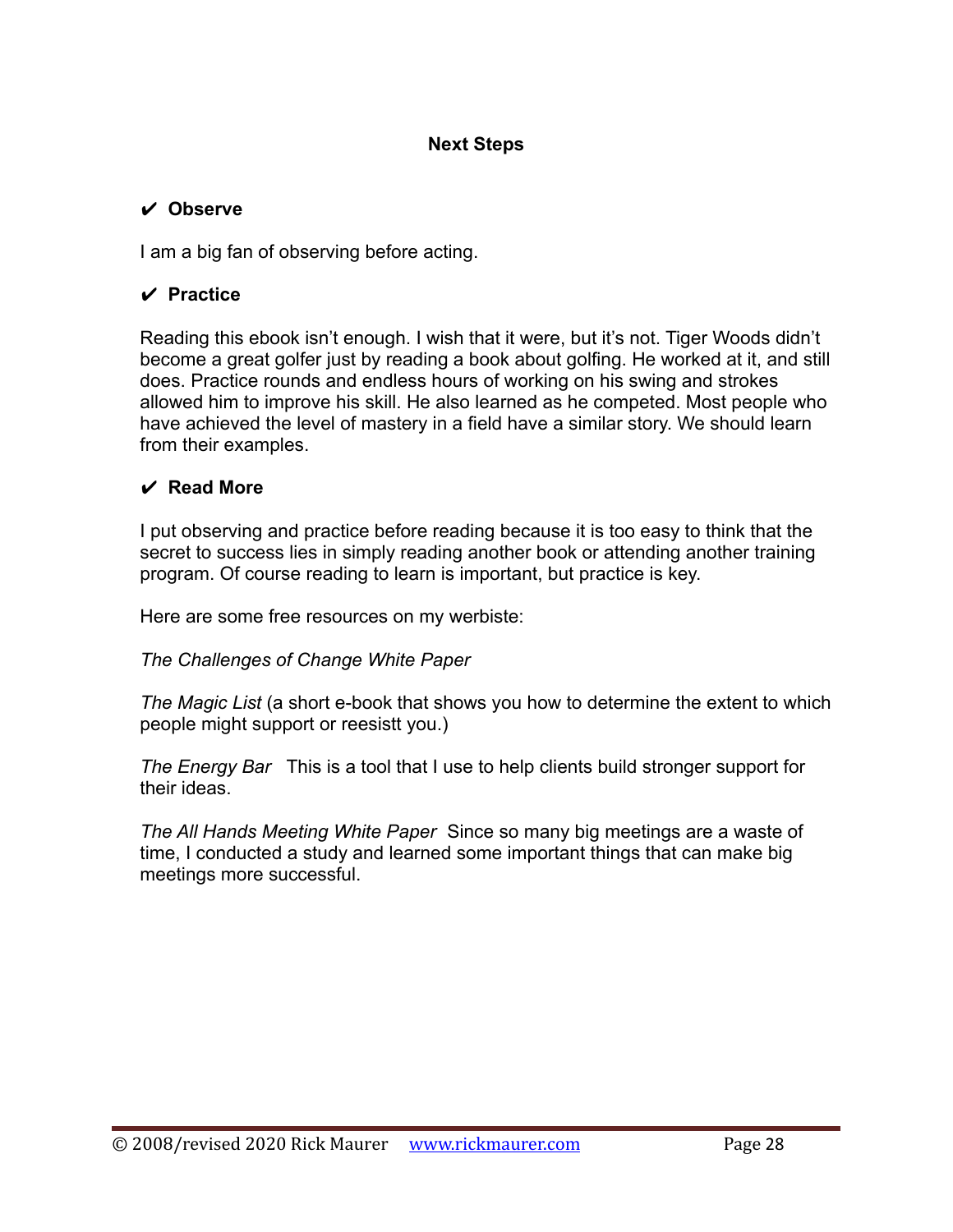## Next Steps

### ✔ Observe

I am a big fan of observing before acting.

### ✔ Practice

Reading this ebook isn't enough. I wish that it were, but it's not. Tiger Woods didn't become a great golfer just by reading a book about golfing. He worked at it, and still does. Practice rounds and endless hours of working on his swing and strokes allowed him to improve his skill. He also learned as he competed. Most people who have achieved the level of mastery in a field have a similar story. We should learn from their examples.

### ✔ Read More

I put observing and practice before reading because it is too easy to think that the secret to success lies in simply reading another book or attending another training program. Of course reading to learn is important, but practice is key.

Here are some free resources on my werbiste:

*The Challenges of Change White Paper*

*The Magic List* (a short e-book that shows you how to determine the extent to which people might support or reesistt you.)

*The Energy Bar* This is a tool that I use to help clients build stronger support for their ideas.

*The All Hands Meeting White Paper* Since so many big meetings are a waste of time, I conducted a study and learned some important things that can make big meetings more successful.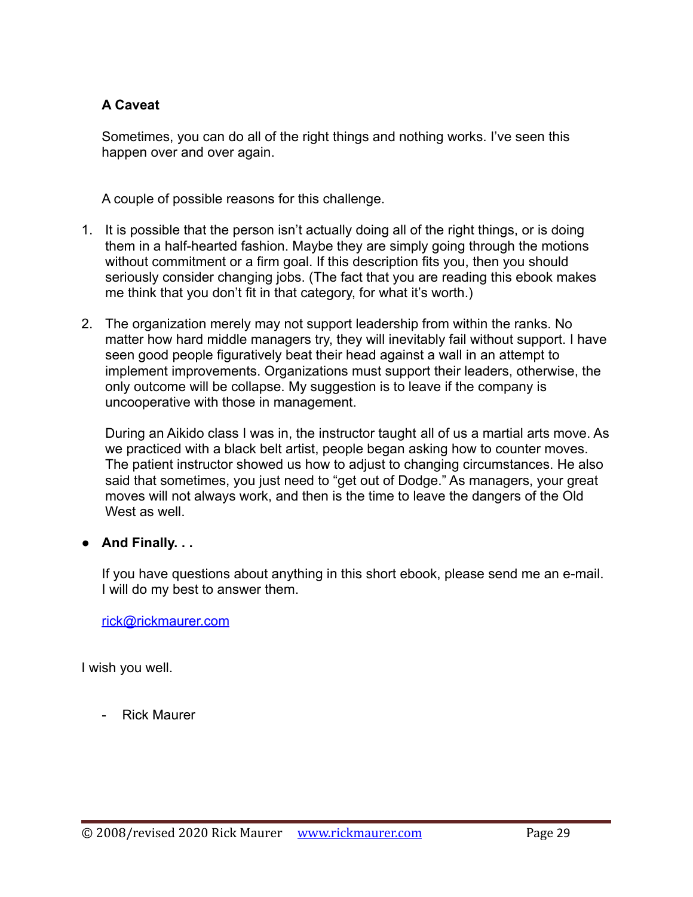### A Caveat

Sometimes, you can do all of the right things and nothing works. I've seen this happen over and over again.

A couple of possible reasons for this challenge.

1. It is possible that the person isn't actually doing all of the right things, or is doing them in a half-hearted fashion. Maybe they are simply going through the motions without commitment or a firm goal. If this description fits you, then you should seriously consider changing jobs. (The fact that you are reading this ebook makes me think that you don't fit in that category, for what it's worth.)

2. The organization merely may not support leadership from within the ranks. No matter how hard middle managers try, they will inevitably fail without support. I have seen good people figuratively beat their head against a wall in an attempt to implement improvements. Organizations must support their leaders, otherwise, the only outcome will be collapse. My suggestion is to leave if the company is uncooperative with those in management.

   During an Aikido class I was in, the instructor taught all of us a martial arts move. As we practiced with a black belt artist, people began asking how to counter moves. The patient instructor showed us how to adjust to changing circumstances. He also said that sometimes, you just need to "get out of Dodge." As managers, your great moves will not always work, and then is the time to leave the dangers of the Old West as well.

- **And Finally. . .**

  If you have questions about anything in this short ebook, please send me an e-mail. I will do my best to answer them.

  rick@rickmaurer.com

I wish you well.

- Rick Maurer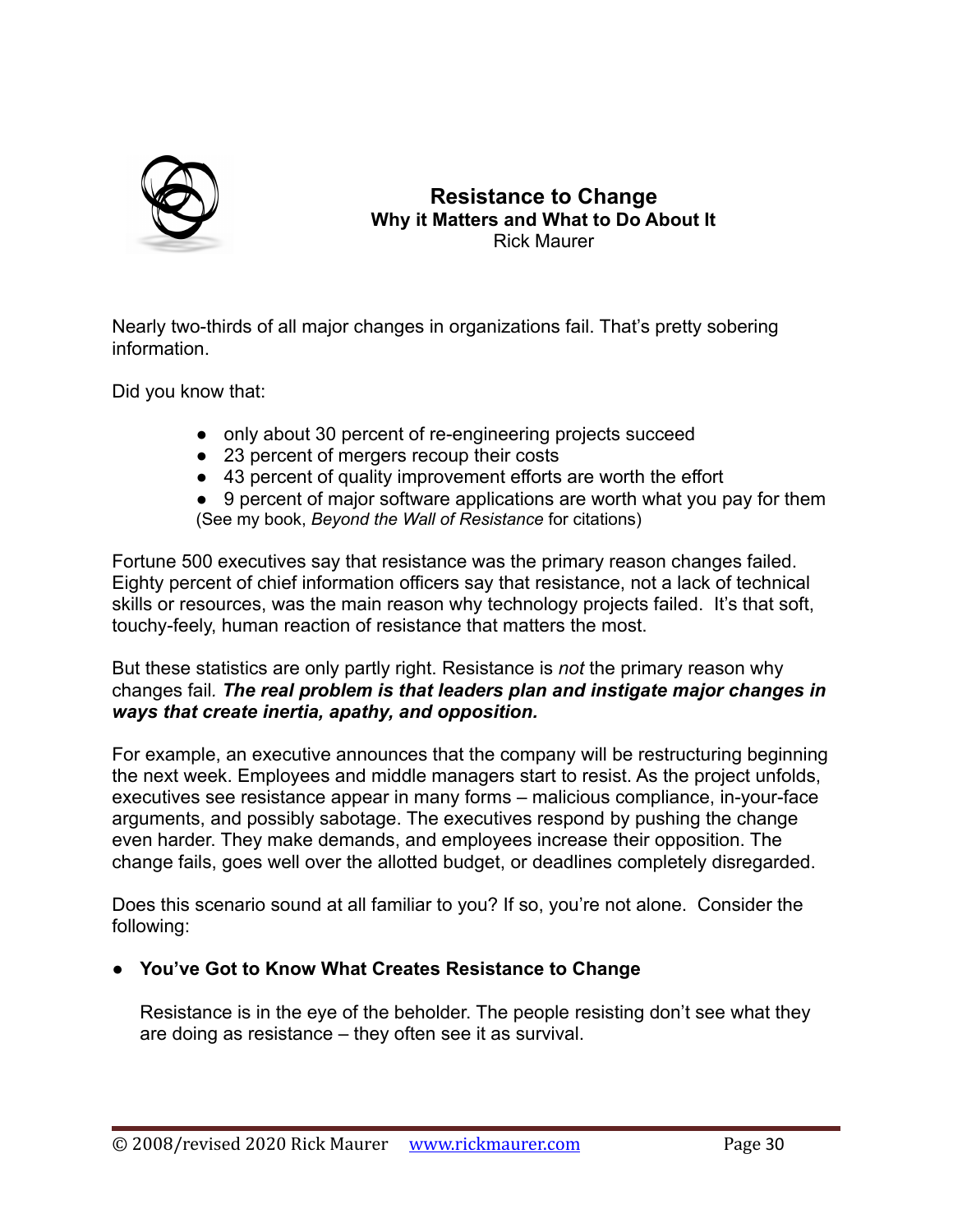# Resistance to Change

## Why it Matters and What to Do About It

Rick Maurer

Nearly two-thirds of all major changes in organizations fail. That's pretty sobering information.

Did you know that:

- only about 30 percent of re-engineering projects succeed
- 23 percent of mergers recoup their costs
- 43 percent of quality improvement efforts are worth the effort
- 9 percent of major software applications are worth what you pay for them

(See my book, *Beyond the Wall of Resistance* for citations)

Fortune 500 executives say that resistance was the primary reason changes failed. Eighty percent of chief information officers say that resistance, not a lack of technical skills or resources, was the main reason why technology projects failed. It's that soft, touchy-feely, human reaction of resistance that matters the most.

But these statistics are only partly right. Resistance is *not* the primary reason why changes fail. ***The real problem is that leaders plan and instigate major changes in ways that create inertia, apathy, and opposition.***

For example, an executive announces that the company will be restructuring beginning the next week. Employees and middle managers start to resist. As the project unfolds, executives see resistance appear in many forms – malicious compliance, in-your-face arguments, and possibly sabotage. The executives respond by pushing the change even harder. They make demands, and employees increase their opposition. The change fails, goes well over the allotted budget, or deadlines completely disregarded.

Does this scenario sound at all familiar to you? If so, you're not alone. Consider the following:

- **You've Got to Know What Creates Resistance to Change**

  Resistance is in the eye of the beholder. The people resisting don't see what they are doing as resistance – they often see it as survival.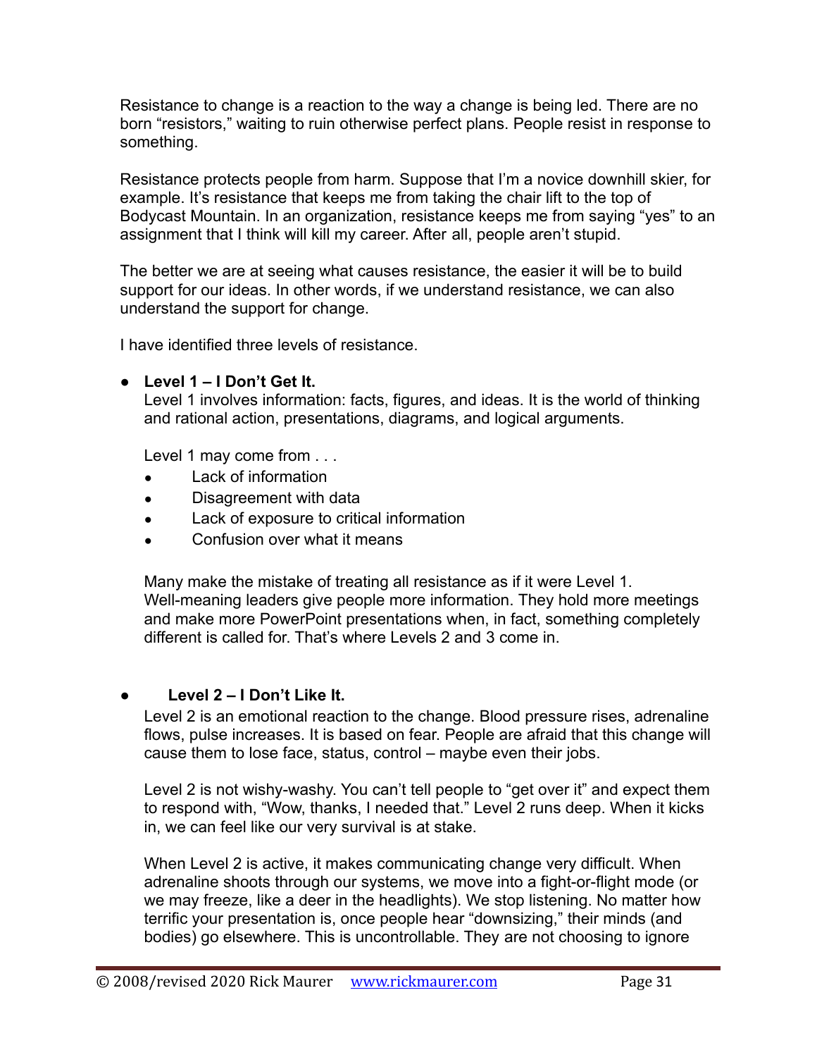Resistance to change is a reaction to the way a change is being led. There are no born "resistors," waiting to ruin otherwise perfect plans. People resist in response to something.

Resistance protects people from harm. Suppose that I'm a novice downhill skier, for example. It's resistance that keeps me from taking the chair lift to the top of Bodycast Mountain. In an organization, resistance keeps me from saying "yes" to an assignment that I think will kill my career. After all, people aren't stupid.

The better we are at seeing what causes resistance, the easier it will be to build support for our ideas. In other words, if we understand resistance, we can also understand the support for change.

I have identified three levels of resistance.

- **Level 1 – I Don't Get It.**
  Level 1 involves information: facts, figures, and ideas. It is the world of thinking and rational action, presentations, diagrams, and logical arguments.

  Level 1 may come from . . .
  - Lack of information
  - Disagreement with data
  - Lack of exposure to critical information
  - Confusion over what it means

  Many make the mistake of treating all resistance as if it were Level 1. Well-meaning leaders give people more information. They hold more meetings and make more PowerPoint presentations when, in fact, something completely different is called for. That's where Levels 2 and 3 come in.

- **Level 2 – I Don't Like It.**
  Level 2 is an emotional reaction to the change. Blood pressure rises, adrenaline flows, pulse increases. It is based on fear. People are afraid that this change will cause them to lose face, status, control – maybe even their jobs.

  Level 2 is not wishy-washy. You can't tell people to "get over it" and expect them to respond with, "Wow, thanks, I needed that." Level 2 runs deep. When it kicks in, we can feel like our very survival is at stake.

  When Level 2 is active, it makes communicating change very difficult. When adrenaline shoots through our systems, we move into a fight-or-flight mode (or we may freeze, like a deer in the headlights). We stop listening. No matter how terrific your presentation is, once people hear "downsizing," their minds (and bodies) go elsewhere. This is uncontrollable. They are not choosing to ignore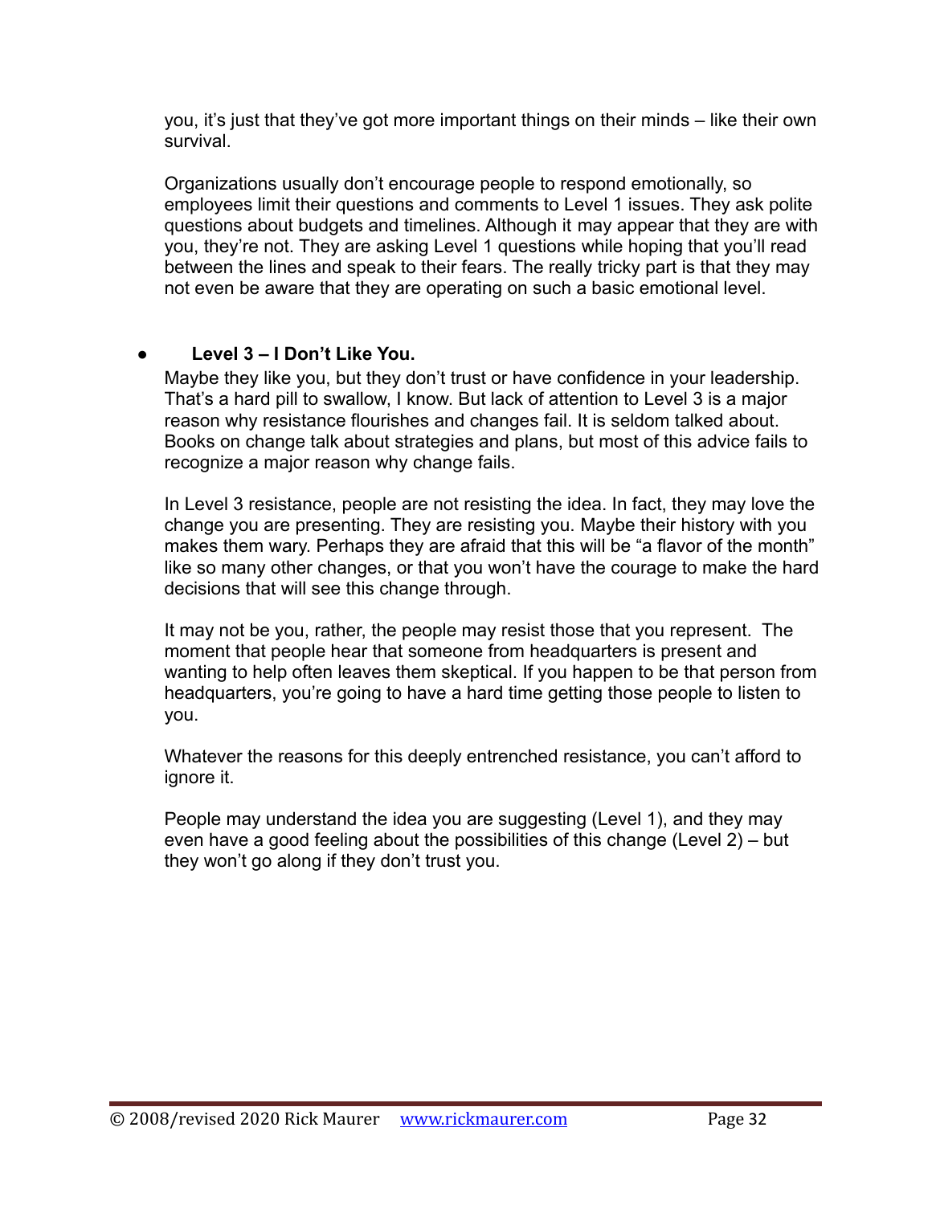you, it's just that they've got more important things on their minds – like their own survival.

Organizations usually don't encourage people to respond emotionally, so employees limit their questions and comments to Level 1 issues. They ask polite questions about budgets and timelines. Although it may appear that they are with you, they're not. They are asking Level 1 questions while hoping that you'll read between the lines and speak to their fears. The really tricky part is that they may not even be aware that they are operating on such a basic emotional level.

- **Level 3 – I Don't Like You.**

  Maybe they like you, but they don't trust or have confidence in your leadership. That's a hard pill to swallow, I know. But lack of attention to Level 3 is a major reason why resistance flourishes and changes fail. It is seldom talked about. Books on change talk about strategies and plans, but most of this advice fails to recognize a major reason why change fails.

  In Level 3 resistance, people are not resisting the idea. In fact, they may love the change you are presenting. They are resisting you. Maybe their history with you makes them wary. Perhaps they are afraid that this will be "a flavor of the month" like so many other changes, or that you won't have the courage to make the hard decisions that will see this change through.

  It may not be you, rather, the people may resist those that you represent. The moment that people hear that someone from headquarters is present and wanting to help often leaves them skeptical. If you happen to be that person from headquarters, you're going to have a hard time getting those people to listen to you.

  Whatever the reasons for this deeply entrenched resistance, you can't afford to ignore it.

  People may understand the idea you are suggesting (Level 1), and they may even have a good feeling about the possibilities of this change (Level 2) – but they won't go along if they don't trust you.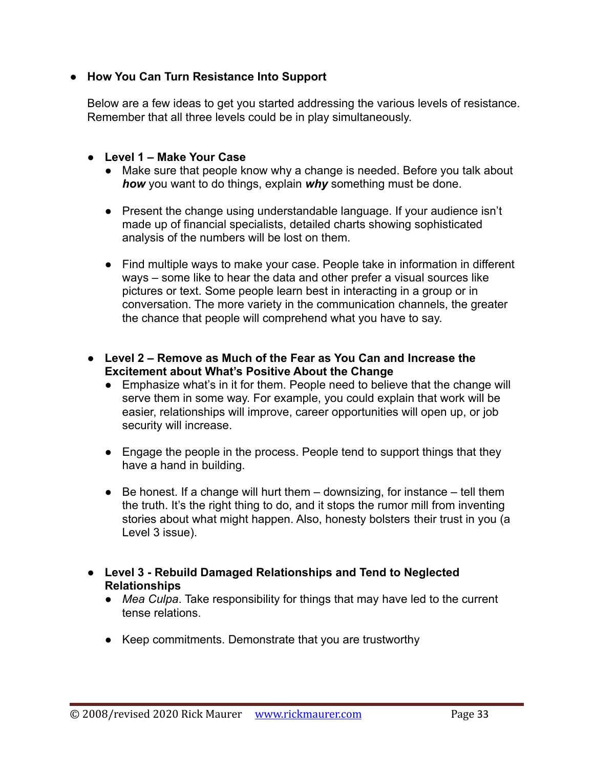- **How You Can Turn Resistance Into Support**

  Below are a few ideas to get you started addressing the various levels of resistance. Remember that all three levels could be in play simultaneously.

  - **Level 1 – Make Your Case**
    - Make sure that people know why a change is needed. Before you talk about ***how*** you want to do things, explain ***why*** something must be done.
    - Present the change using understandable language. If your audience isn't made up of financial specialists, detailed charts showing sophisticated analysis of the numbers will be lost on them.
    - Find multiple ways to make your case. People take in information in different ways – some like to hear the data and other prefer a visual sources like pictures or text. Some people learn best in interacting in a group or in conversation. The more variety in the communication channels, the greater the chance that people will comprehend what you have to say.

  - **Level 2 – Remove as Much of the Fear as You Can and Increase the Excitement about What's Positive About the Change**
    - Emphasize what's in it for them. People need to believe that the change will serve them in some way. For example, you could explain that work will be easier, relationships will improve, career opportunities will open up, or job security will increase.
    - Engage the people in the process. People tend to support things that they have a hand in building.
    - Be honest. If a change will hurt them – downsizing, for instance – tell them the truth. It's the right thing to do, and it stops the rumor mill from inventing stories about what might happen. Also, honesty bolsters their trust in you (a Level 3 issue).

  - **Level 3 - Rebuild Damaged Relationships and Tend to Neglected Relationships**
    - *Mea Culpa*. Take responsibility for things that may have led to the current tense relations.
    - Keep commitments. Demonstrate that you are trustworthy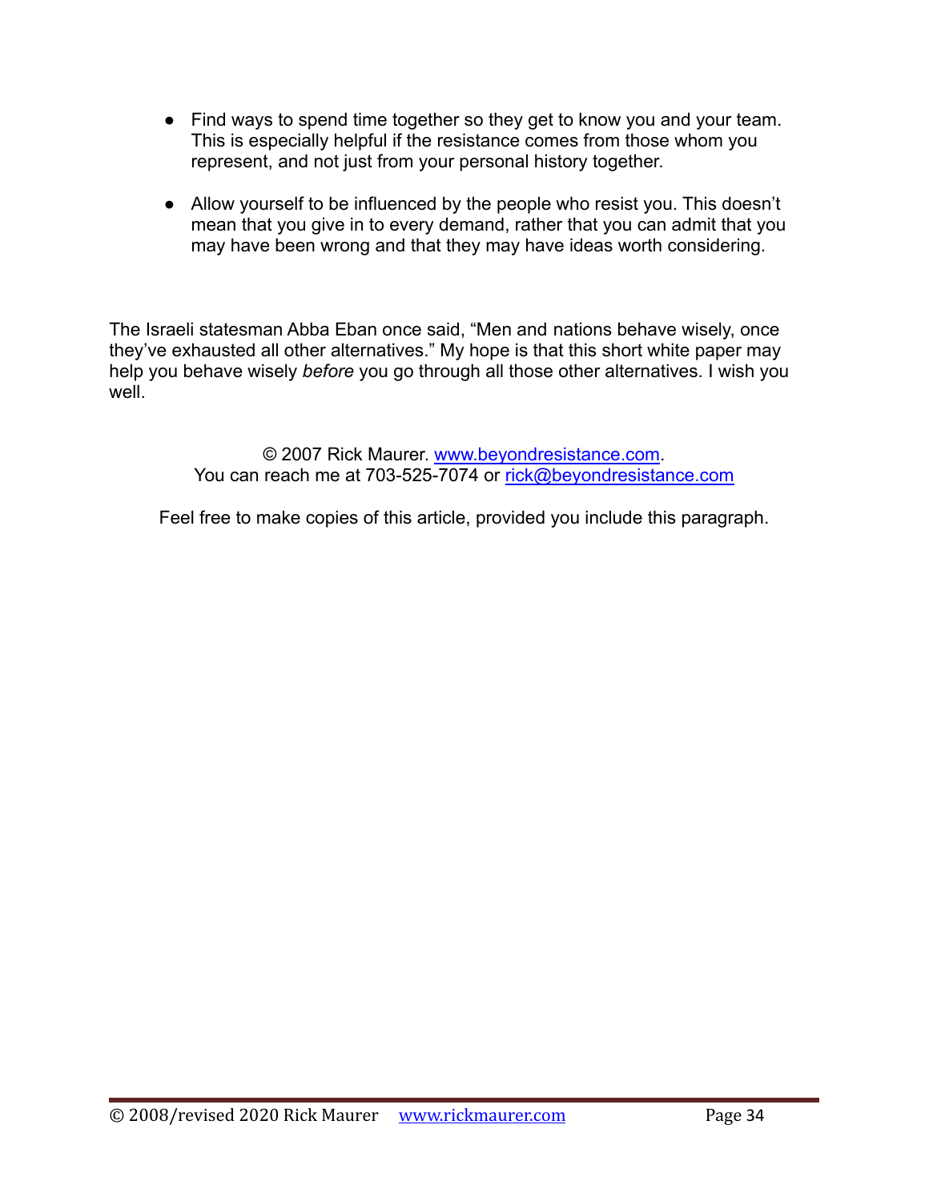- Find ways to spend time together so they get to know you and your team. This is especially helpful if the resistance comes from those whom you represent, and not just from your personal history together.

- Allow yourself to be influenced by the people who resist you. This doesn't mean that you give in to every demand, rather that you can admit that you may have been wrong and that they may have ideas worth considering.

The Israeli statesman Abba Eban once said, "Men and nations behave wisely, once they've exhausted all other alternatives." My hope is that this short white paper may help you behave wisely *before* you go through all those other alternatives. I wish you well.

© 2007 Rick Maurer. [www.beyondresistance.com](http://www.beyondresistance.com).
You can reach me at 703-525-7074 or [rick@beyondresistance.com](mailto:rick@beyondresistance.com)

Feel free to make copies of this article, provided you include this paragraph.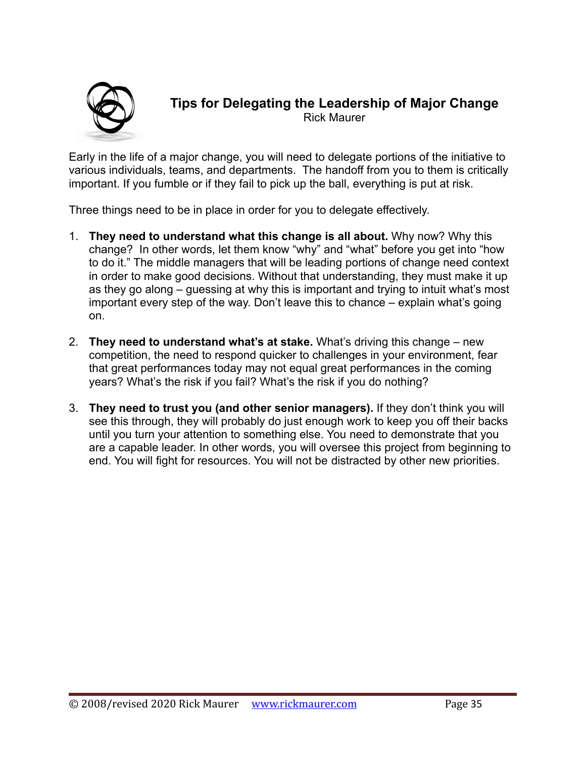# Tips for Delegating the Leadership of Major Change

Rick Maurer

Early in the life of a major change, you will need to delegate portions of the initiative to various individuals, teams, and departments. The handoff from you to them is critically important. If you fumble or if they fail to pick up the ball, everything is put at risk.

Three things need to be in place in order for you to delegate effectively.

1. **They need to understand what this change is all about.** Why now? Why this change? In other words, let them know "why" and "what" before you get into "how to do it." The middle managers that will be leading portions of change need context in order to make good decisions. Without that understanding, they must make it up as they go along – guessing at why this is important and trying to intuit what's most important every step of the way. Don't leave this to chance – explain what's going on.

2. **They need to understand what's at stake.** What's driving this change – new competition, the need to respond quicker to challenges in your environment, fear that great performances today may not equal great performances in the coming years? What's the risk if you fail? What's the risk if you do nothing?

3. **They need to trust you (and other senior managers).** If they don't think you will see this through, they will probably do just enough work to keep you off their backs until you turn your attention to something else. You need to demonstrate that you are a capable leader. In other words, you will oversee this project from beginning to end. You will fight for resources. You will not be distracted by other new priorities.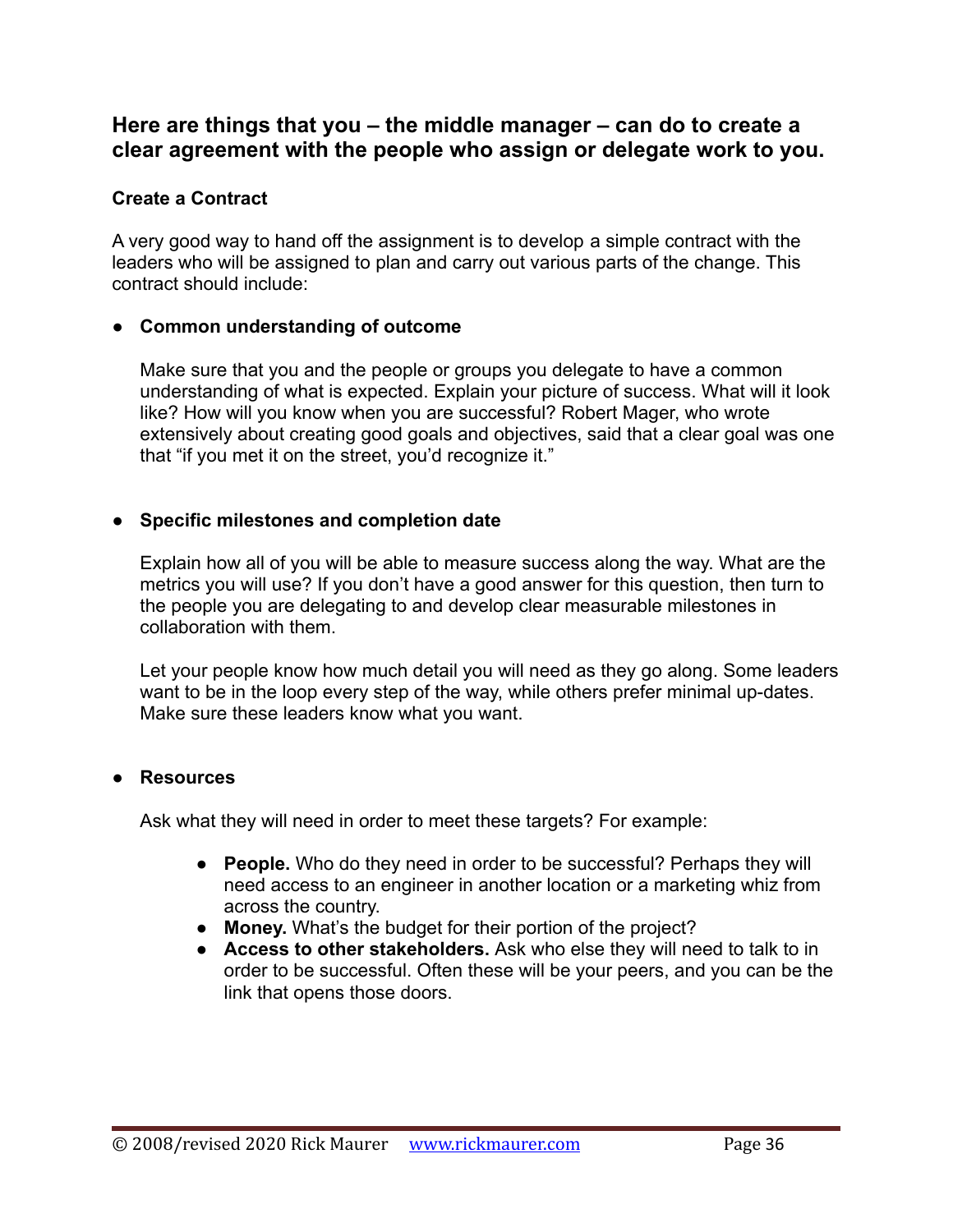## Here are things that you – the middle manager – can do to create a clear agreement with the people who assign or delegate work to you.

### Create a Contract

A very good way to hand off the assignment is to develop a simple contract with the leaders who will be assigned to plan and carry out various parts of the change. This contract should include:

- **Common understanding of outcome**

  Make sure that you and the people or groups you delegate to have a common understanding of what is expected. Explain your picture of success. What will it look like? How will you know when you are successful? Robert Mager, who wrote extensively about creating good goals and objectives, said that a clear goal was one that "if you met it on the street, you'd recognize it."

- **Specific milestones and completion date**

  Explain how all of you will be able to measure success along the way. What are the metrics you will use? If you don't have a good answer for this question, then turn to the people you are delegating to and develop clear measurable milestones in collaboration with them.

  Let your people know how much detail you will need as they go along. Some leaders want to be in the loop every step of the way, while others prefer minimal up-dates. Make sure these leaders know what you want.

- **Resources**

  Ask what they will need in order to meet these targets? For example:

  - **People.** Who do they need in order to be successful? Perhaps they will need access to an engineer in another location or a marketing whiz from across the country.
  - **Money.** What's the budget for their portion of the project?
  - **Access to other stakeholders.** Ask who else they will need to talk to in order to be successful. Often these will be your peers, and you can be the link that opens those doors.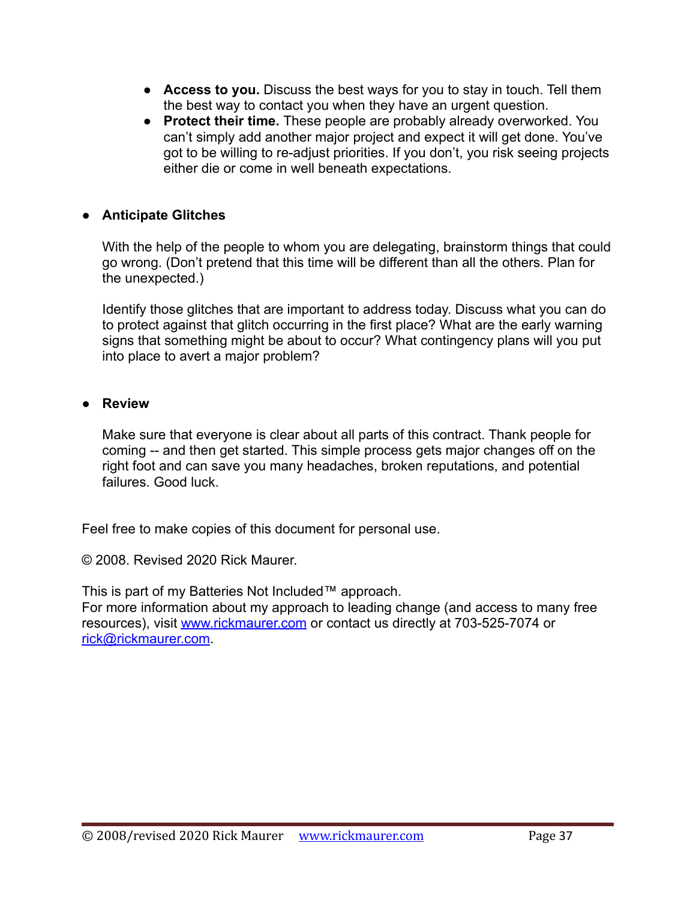- **Access to you.** Discuss the best ways for you to stay in touch. Tell them the best way to contact you when they have an urgent question.
  - **Protect their time.** These people are probably already overworked. You can't simply add another major project and expect it will get done. You've got to be willing to re-adjust priorities. If you don't, you risk seeing projects either die or come in well beneath expectations.

- **Anticipate Glitches**

  With the help of the people to whom you are delegating, brainstorm things that could go wrong. (Don't pretend that this time will be different than all the others. Plan for the unexpected.)

  Identify those glitches that are important to address today. Discuss what you can do to protect against that glitch occurring in the first place? What are the early warning signs that something might be about to occur? What contingency plans will you put into place to avert a major problem?

- **Review**

  Make sure that everyone is clear about all parts of this contract. Thank people for coming -- and then get started. This simple process gets major changes off on the right foot and can save you many headaches, broken reputations, and potential failures. Good luck.

Feel free to make copies of this document for personal use.

© 2008. Revised 2020 Rick Maurer.

This is part of my Batteries Not Included™ approach.
For more information about my approach to leading change (and access to many free resources), visit www.rickmaurer.com or contact us directly at 703-525-7074 or rick@rickmaurer.com.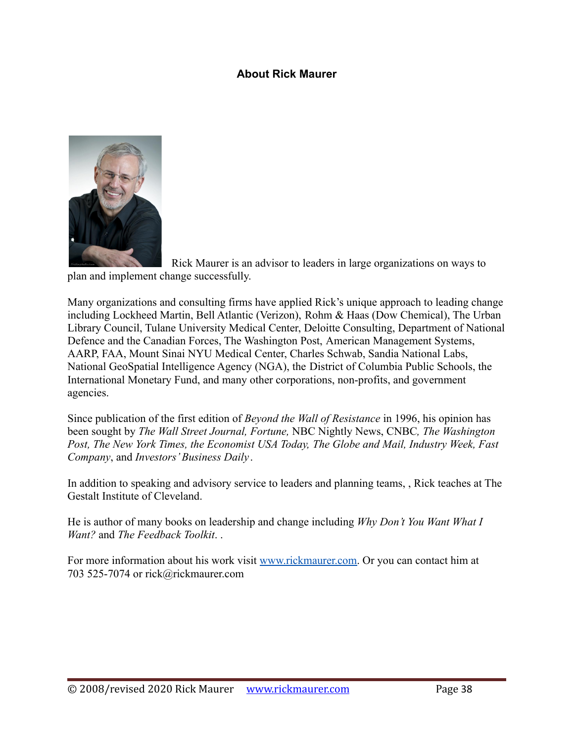**About Rick Maurer**

Rick Maurer is an advisor to leaders in large organizations on ways to plan and implement change successfully.

Many organizations and consulting firms have applied Rick's unique approach to leading change including Lockheed Martin, Bell Atlantic (Verizon), Rohm & Haas (Dow Chemical), The Urban Library Council, Tulane University Medical Center, Deloitte Consulting, Department of National Defence and the Canadian Forces, The Washington Post, American Management Systems, AARP, FAA, Mount Sinai NYU Medical Center, Charles Schwab, Sandia National Labs, National GeoSpatial Intelligence Agency (NGA), the District of Columbia Public Schools, the International Monetary Fund, and many other corporations, non-profits, and government agencies.

Since publication of the first edition of *Beyond the Wall of Resistance* in 1996, his opinion has been sought by *The Wall Street Journal, Fortune,* NBC Nightly News, CNBC*, The Washington Post, The New York Times, the Economist USA Today, The Globe and Mail, Industry Week, Fast Company*, and *Investors' Business Daily*.

In addition to speaking and advisory service to leaders and planning teams, , Rick teaches at The Gestalt Institute of Cleveland.

He is author of many books on leadership and change including *Why Don't You Want What I Want?* and *The Feedback Toolkit*. .

For more information about his work visit www.rickmaurer.com. Or you can contact him at 703 525-7074 or rick@rickmaurer.com